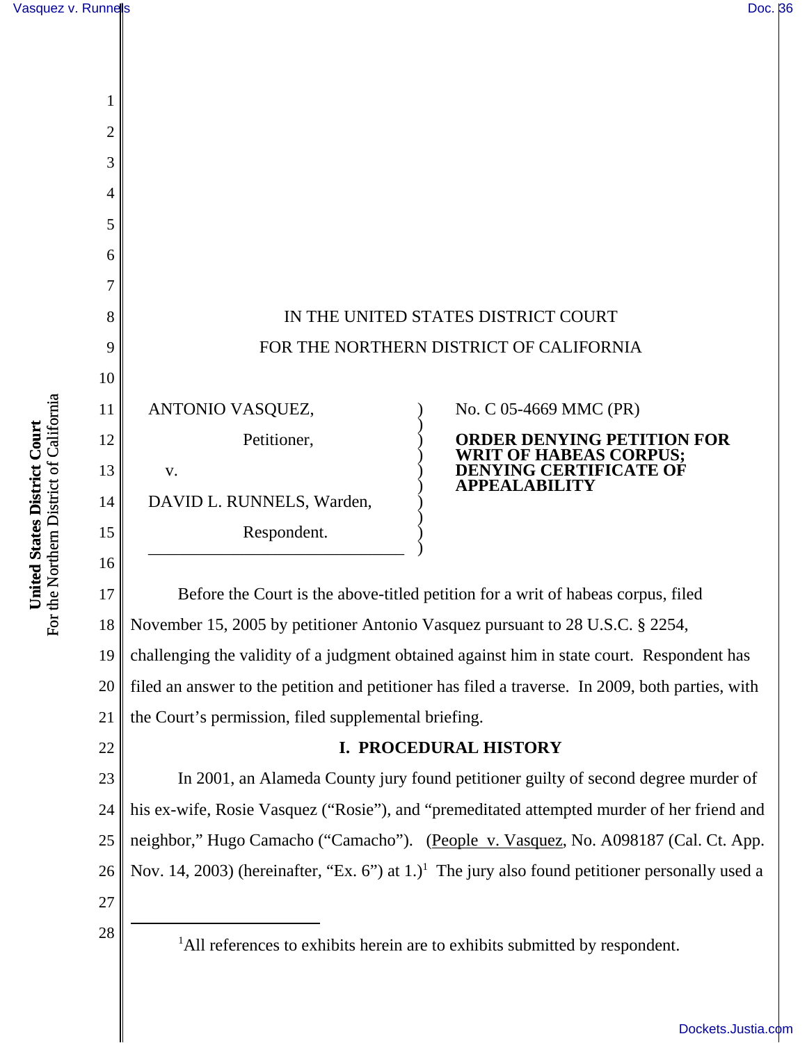IN THE UNITED STATES DISTRICT COURT

FOR THE NORTHERN DISTRICT OF CALIFORNIA

| | |
|---|---|
| ANTONIO VASQUEZ,<br>Petitioner,<br>v.<br>DAVID L. RUNNELS, Warden,<br>Respondent. | No. C 05-4669 MMC (PR)<br><br>**ORDER DENYING PETITION FOR WRIT OF HABEAS CORPUS; DENYING CERTIFICATE OF APPEALABILITY** |

Before the Court is the above-titled petition for a writ of habeas corpus, filed November 15, 2005 by petitioner Antonio Vasquez pursuant to 28 U.S.C. § 2254, challenging the validity of a judgment obtained against him in state court. Respondent has filed an answer to the petition and petitioner has filed a traverse. In 2009, both parties, with the Court's permission, filed supplemental briefing.

## I. PROCEDURAL HISTORY

In 2001, an Alameda County jury found petitioner guilty of second degree murder of his ex-wife, Rosie Vasquez ("Rosie"), and "premeditated attempted murder of her friend and neighbor," Hugo Camacho ("Camacho"). (People v. Vasquez, No. A098187 (Cal. Ct. App. Nov. 14, 2003) (hereinafter, "Ex. 6") at 1.)[1] The jury also found petitioner personally used a

[1] All references to exhibits herein are to exhibits submitted by respondent.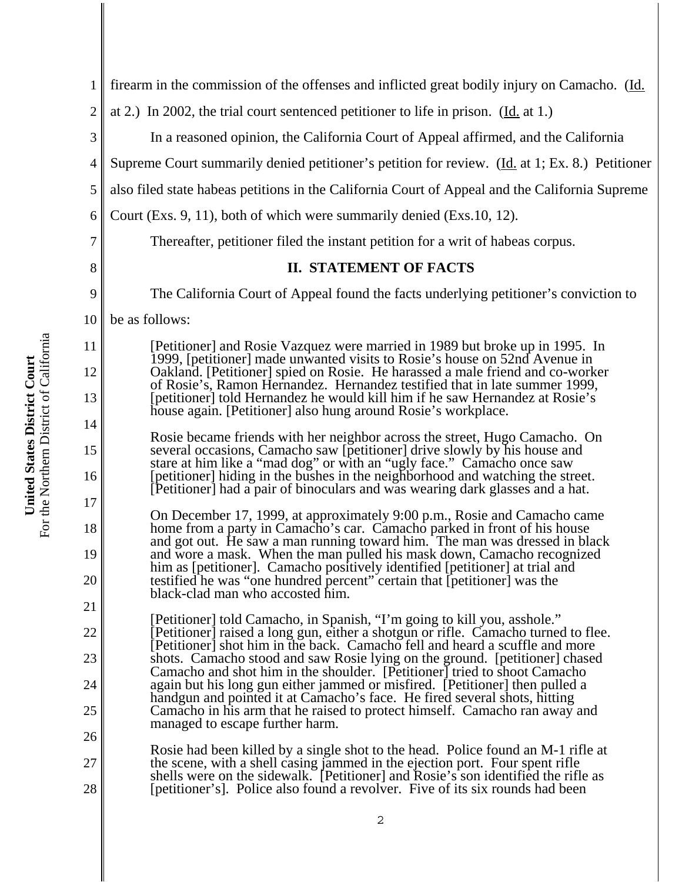firearm in the commission of the offenses and inflicted great bodily injury on Camacho. (Id. at 2.) In 2002, the trial court sentenced petitioner to life in prison. (Id. at 1.)

In a reasoned opinion, the California Court of Appeal affirmed, and the California Supreme Court summarily denied petitioner's petition for review. (Id. at 1; Ex. 8.) Petitioner also filed state habeas petitions in the California Court of Appeal and the California Supreme Court (Exs. 9, 11), both of which were summarily denied (Exs.10, 12).

Thereafter, petitioner filed the instant petition for a writ of habeas corpus.

## II. STATEMENT OF FACTS

The California Court of Appeal found the facts underlying petitioner's conviction to be as follows:

> [Petitioner] and Rosie Vazquez were married in 1989 but broke up in 1995. In 1999, [petitioner] made unwanted visits to Rosie's house on 52nd Avenue in Oakland. [Petitioner] spied on Rosie. He harassed a male friend and co-worker of Rosie's, Ramon Hernandez. Hernandez testified that in late summer 1999, [petitioner] told Hernandez he would kill him if he saw Hernandez at Rosie's house again. [Petitioner] also hung around Rosie's workplace.
>
> Rosie became friends with her neighbor across the street, Hugo Camacho. On several occasions, Camacho saw [petitioner] drive slowly by his house and stare at him like a "mad dog" or with an "ugly face." Camacho once saw [petitioner] hiding in the bushes in the neighborhood and watching the street. [Petitioner] had a pair of binoculars and was wearing dark glasses and a hat.
>
> On December 17, 1999, at approximately 9:00 p.m., Rosie and Camacho came home from a party in Camacho's car. Camacho parked in front of his house and got out. He saw a man running toward him. The man was dressed in black and wore a mask. When the man pulled his mask down, Camacho recognized him as [petitioner]. Camacho positively identified [petitioner] at trial and testified he was "one hundred percent" certain that [petitioner] was the black-clad man who accosted him.
>
> [Petitioner] told Camacho, in Spanish, "I'm going to kill you, asshole." [Petitioner] raised a long gun, either a shotgun or rifle. Camacho turned to flee. [Petitioner] shot him in the back. Camacho fell and heard a scuffle and more shots. Camacho stood and saw Rosie lying on the ground. [petitioner] chased Camacho and shot him in the shoulder. [Petitioner] tried to shoot Camacho again but his long gun either jammed or misfired. [Petitioner] then pulled a handgun and pointed it at Camacho's face. He fired several shots, hitting Camacho in his arm that he raised to protect himself. Camacho ran away and managed to escape further harm.
>
> Rosie had been killed by a single shot to the head. Police found an M-1 rifle at the scene, with a shell casing jammed in the ejection port. Four spent rifle shells were on the sidewalk. [Petitioner] and Rosie's son identified the rifle as [petitioner's]. Police also found a revolver. Five of its six rounds had been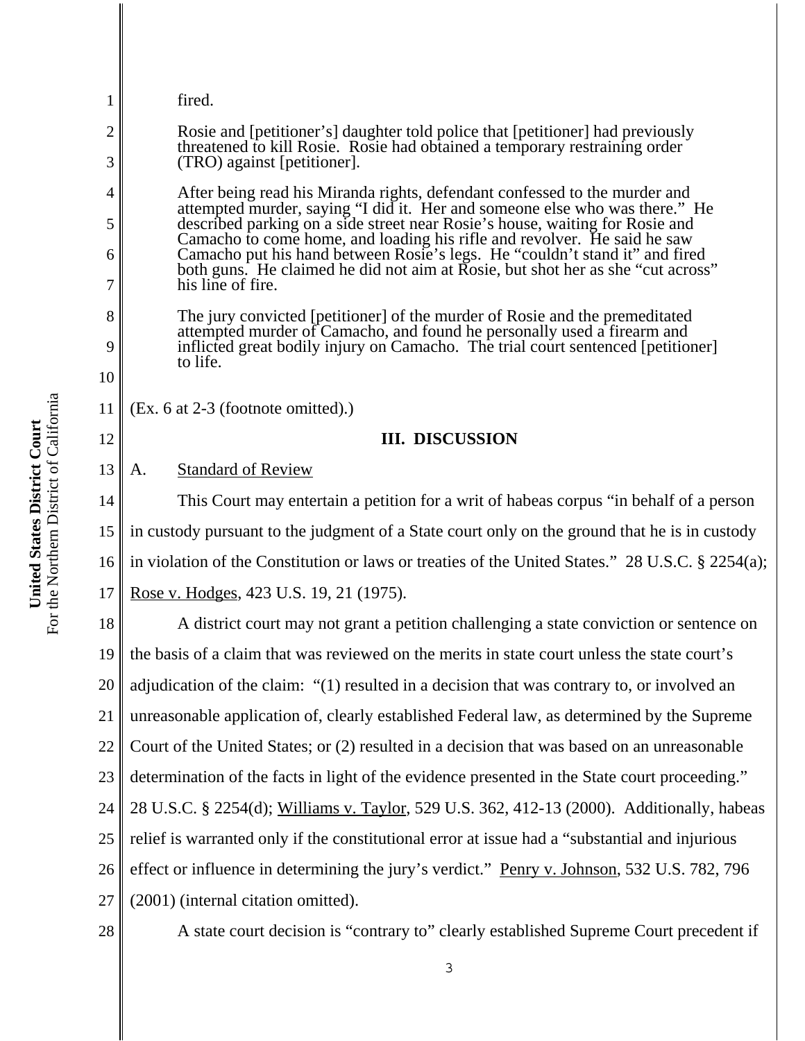> fired.
>
> Rosie and [petitioner's] daughter told police that [petitioner] had previously threatened to kill Rosie. Rosie had obtained a temporary restraining order (TRO) against [petitioner].
>
> After being read his Miranda rights, defendant confessed to the murder and attempted murder, saying "I did it. Her and someone else who was there." He described parking on a side street near Rosie's house, waiting for Rosie and Camacho to come home, and loading his rifle and revolver. He said he saw Camacho put his hand between Rosie's legs. He "couldn't stand it" and fired both guns. He claimed he did not aim at Rosie, but shot her as she "cut across" his line of fire.
>
> The jury convicted [petitioner] of the murder of Rosie and the premeditated attempted murder of Camacho, and found he personally used a firearm and inflicted great bodily injury on Camacho. The trial court sentenced [petitioner] to life.

(Ex. 6 at 2-3 (footnote omitted).)

## III. DISCUSSION

### A. Standard of Review

This Court may entertain a petition for a writ of habeas corpus "in behalf of a person in custody pursuant to the judgment of a State court only on the ground that he is in custody in violation of the Constitution or laws or treaties of the United States." 28 U.S.C. § 2254(a); Rose v. Hodges, 423 U.S. 19, 21 (1975).

A district court may not grant a petition challenging a state conviction or sentence on the basis of a claim that was reviewed on the merits in state court unless the state court's adjudication of the claim: "(1) resulted in a decision that was contrary to, or involved an unreasonable application of, clearly established Federal law, as determined by the Supreme Court of the United States; or (2) resulted in a decision that was based on an unreasonable determination of the facts in light of the evidence presented in the State court proceeding." 28 U.S.C. § 2254(d); Williams v. Taylor, 529 U.S. 362, 412-13 (2000). Additionally, habeas relief is warranted only if the constitutional error at issue had a "substantial and injurious effect or influence in determining the jury's verdict." Penry v. Johnson, 532 U.S. 782, 796 (2001) (internal citation omitted).

A state court decision is "contrary to" clearly established Supreme Court precedent if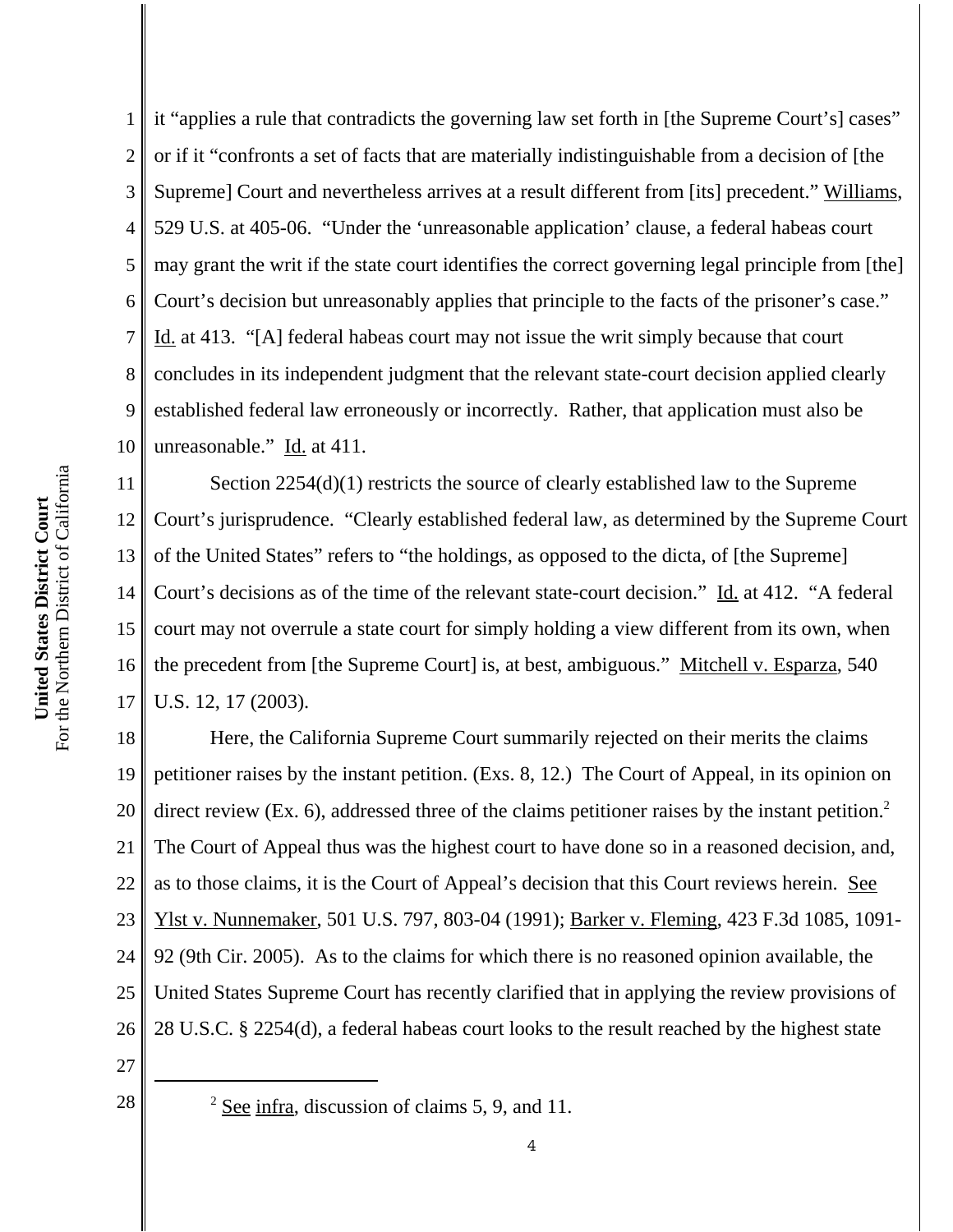it "applies a rule that contradicts the governing law set forth in [the Supreme Court's] cases" or if it "confronts a set of facts that are materially indistinguishable from a decision of [the Supreme] Court and nevertheless arrives at a result different from [its] precedent." Williams, 529 U.S. at 405-06. "Under the 'unreasonable application' clause, a federal habeas court may grant the writ if the state court identifies the correct governing legal principle from [the] Court's decision but unreasonably applies that principle to the facts of the prisoner's case." Id. at 413. "[A] federal habeas court may not issue the writ simply because that court concludes in its independent judgment that the relevant state-court decision applied clearly established federal law erroneously or incorrectly. Rather, that application must also be unreasonable." Id. at 411.

Section 2254(d)(1) restricts the source of clearly established law to the Supreme Court's jurisprudence. "Clearly established federal law, as determined by the Supreme Court of the United States" refers to "the holdings, as opposed to the dicta, of [the Supreme] Court's decisions as of the time of the relevant state-court decision." Id. at 412. "A federal court may not overrule a state court for simply holding a view different from its own, when the precedent from [the Supreme Court] is, at best, ambiguous." Mitchell v. Esparza, 540 U.S. 12, 17 (2003).

Here, the California Supreme Court summarily rejected on their merits the claims petitioner raises by the instant petition. (Exs. 8, 12.) The Court of Appeal, in its opinion on direct review (Ex. 6), addressed three of the claims petitioner raises by the instant petition.[2] The Court of Appeal thus was the highest court to have done so in a reasoned decision, and, as to those claims, it is the Court of Appeal's decision that this Court reviews herein. See Ylst v. Nunnemaker, 501 U.S. 797, 803-04 (1991); Barker v. Fleming, 423 F.3d 1085, 1091-92 (9th Cir. 2005). As to the claims for which there is no reasoned opinion available, the United States Supreme Court has recently clarified that in applying the review provisions of 28 U.S.C. § 2254(d), a federal habeas court looks to the result reached by the highest state

[2] See infra, discussion of claims 5, 9, and 11.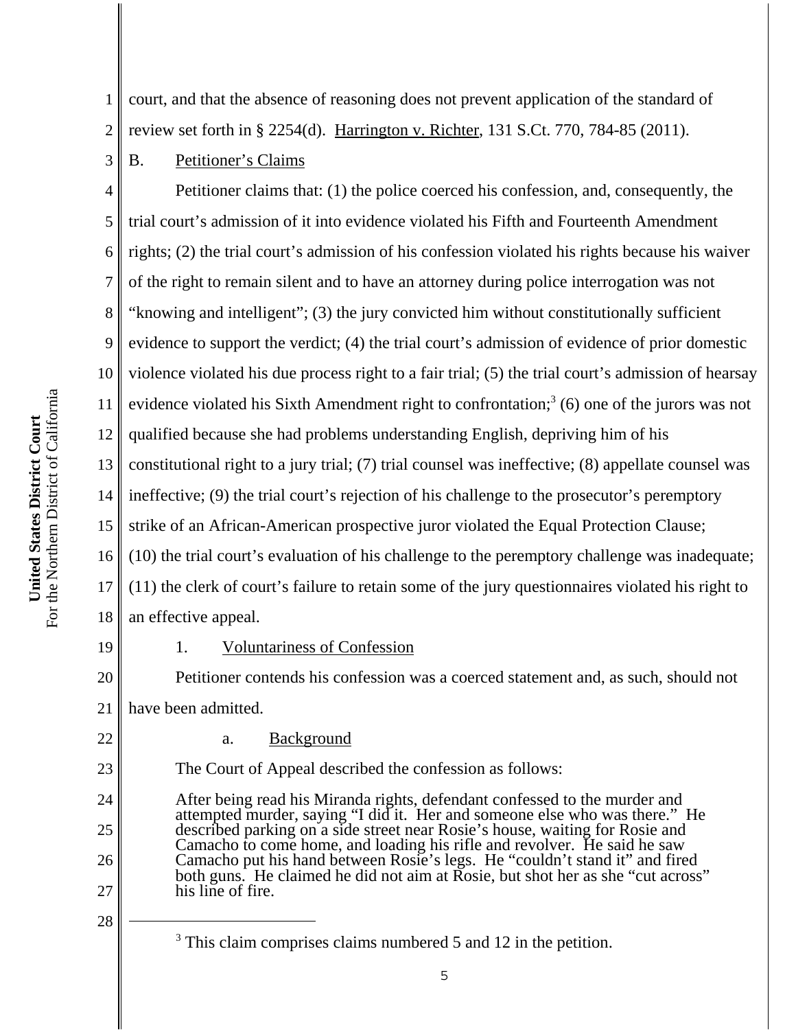court, and that the absence of reasoning does not prevent application of the standard of review set forth in § 2254(d). Harrington v. Richter, 131 S.Ct. 770, 784-85 (2011).

B. Petitioner's Claims

Petitioner claims that: (1) the police coerced his confession, and, consequently, the trial court's admission of it into evidence violated his Fifth and Fourteenth Amendment rights; (2) the trial court's admission of his confession violated his rights because his waiver of the right to remain silent and to have an attorney during police interrogation was not "knowing and intelligent"; (3) the jury convicted him without constitutionally sufficient evidence to support the verdict; (4) the trial court's admission of evidence of prior domestic violence violated his due process right to a fair trial; (5) the trial court's admission of hearsay evidence violated his Sixth Amendment right to confrontation;[3] (6) one of the jurors was not qualified because she had problems understanding English, depriving him of his constitutional right to a jury trial; (7) trial counsel was ineffective; (8) appellate counsel was ineffective; (9) the trial court's rejection of his challenge to the prosecutor's peremptory strike of an African-American prospective juror violated the Equal Protection Clause; (10) the trial court's evaluation of his challenge to the peremptory challenge was inadequate; (11) the clerk of court's failure to retain some of the jury questionnaires violated his right to an effective appeal.

1. Voluntariness of Confession

Petitioner contends his confession was a coerced statement and, as such, should not have been admitted.

a. Background

The Court of Appeal described the confession as follows:

> After being read his Miranda rights, defendant confessed to the murder and attempted murder, saying "I did it. Her and someone else who was there." He described parking on a side street near Rosie's house, waiting for Rosie and Camacho to come home, and loading his rifle and revolver. He said he saw Camacho put his hand between Rosie's legs. He "couldn't stand it" and fired both guns. He claimed he did not aim at Rosie, but shot her as she "cut across" his line of fire.

[3] This claim comprises claims numbered 5 and 12 in the petition.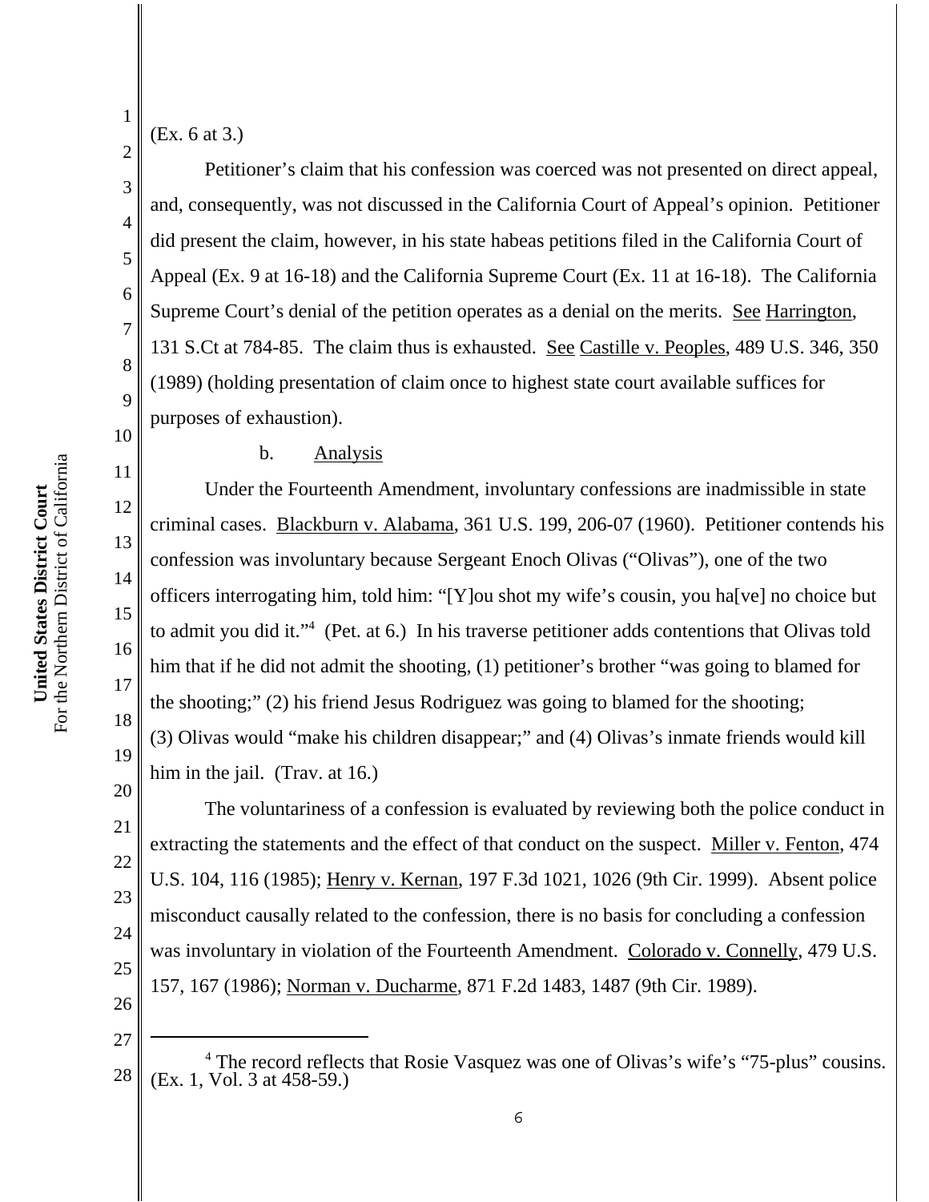(Ex. 6 at 3.)

Petitioner's claim that his confession was coerced was not presented on direct appeal, and, consequently, was not discussed in the California Court of Appeal's opinion. Petitioner did present the claim, however, in his state habeas petitions filed in the California Court of Appeal (Ex. 9 at 16-18) and the California Supreme Court (Ex. 11 at 16-18). The California Supreme Court's denial of the petition operates as a denial on the merits. See Harrington, 131 S.Ct at 784-85. The claim thus is exhausted. See Castille v. Peoples, 489 U.S. 346, 350 (1989) (holding presentation of claim once to highest state court available suffices for purposes of exhaustion).

b. Analysis

Under the Fourteenth Amendment, involuntary confessions are inadmissible in state criminal cases. Blackburn v. Alabama, 361 U.S. 199, 206-07 (1960). Petitioner contends his confession was involuntary because Sergeant Enoch Olivas ("Olivas"), one of the two officers interrogating him, told him: "[Y]ou shot my wife's cousin, you ha[ve] no choice but to admit you did it."[4] (Pet. at 6.) In his traverse petitioner adds contentions that Olivas told him that if he did not admit the shooting, (1) petitioner's brother "was going to blamed for the shooting;" (2) his friend Jesus Rodriguez was going to blamed for the shooting; (3) Olivas would "make his children disappear;" and (4) Olivas's inmate friends would kill him in the jail. (Trav. at 16.)

The voluntariness of a confession is evaluated by reviewing both the police conduct in extracting the statements and the effect of that conduct on the suspect. Miller v. Fenton, 474 U.S. 104, 116 (1985); Henry v. Kernan, 197 F.3d 1021, 1026 (9th Cir. 1999). Absent police misconduct causally related to the confession, there is no basis for concluding a confession was involuntary in violation of the Fourteenth Amendment. Colorado v. Connelly, 479 U.S. 157, 167 (1986); Norman v. Ducharme, 871 F.2d 1483, 1487 (9th Cir. 1989).

---

[4] The record reflects that Rosie Vasquez was one of Olivas's wife's "75-plus" cousins. (Ex. 1, Vol. 3 at 458-59.)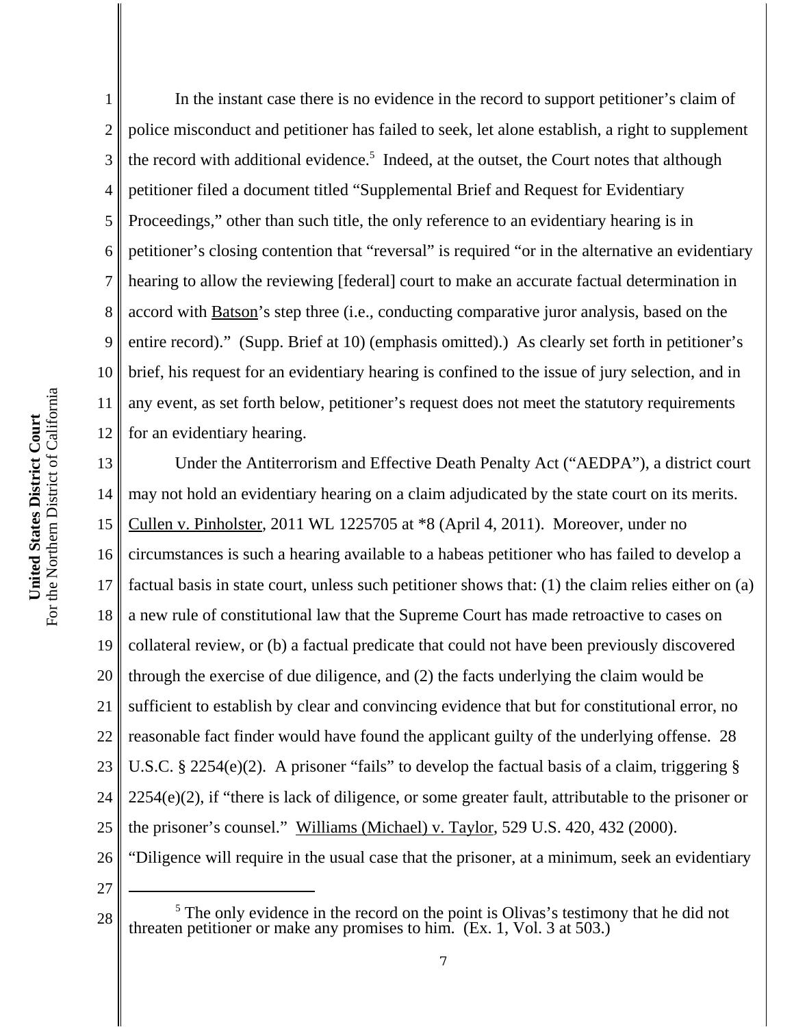In the instant case there is no evidence in the record to support petitioner's claim of police misconduct and petitioner has failed to seek, let alone establish, a right to supplement the record with additional evidence.[5] Indeed, at the outset, the Court notes that although petitioner filed a document titled "Supplemental Brief and Request for Evidentiary Proceedings," other than such title, the only reference to an evidentiary hearing is in petitioner's closing contention that "reversal" is required "or in the alternative an evidentiary hearing to allow the reviewing [federal] court to make an accurate factual determination in accord with Batson's step three (i.e., conducting comparative juror analysis, based on the entire record)." (Supp. Brief at 10) (emphasis omitted).) As clearly set forth in petitioner's brief, his request for an evidentiary hearing is confined to the issue of jury selection, and in any event, as set forth below, petitioner's request does not meet the statutory requirements for an evidentiary hearing.

Under the Antiterrorism and Effective Death Penalty Act ("AEDPA"), a district court may not hold an evidentiary hearing on a claim adjudicated by the state court on its merits. Cullen v. Pinholster, 2011 WL 1225705 at *8 (April 4, 2011). Moreover, under no circumstances is such a hearing available to a habeas petitioner who has failed to develop a factual basis in state court, unless such petitioner shows that: (1) the claim relies either on (a) a new rule of constitutional law that the Supreme Court has made retroactive to cases on collateral review, or (b) a factual predicate that could not have been previously discovered through the exercise of due diligence, and (2) the facts underlying the claim would be sufficient to establish by clear and convincing evidence that but for constitutional error, no reasonable fact finder would have found the applicant guilty of the underlying offense. 28 U.S.C. § 2254(e)(2). A prisoner "fails" to develop the factual basis of a claim, triggering § 2254(e)(2), if "there is lack of diligence, or some greater fault, attributable to the prisoner or the prisoner's counsel." Williams (Michael) v. Taylor, 529 U.S. 420, 432 (2000). "Diligence will require in the usual case that the prisoner, at a minimum, seek an evidentiary

---

[5] The only evidence in the record on the point is Olivas's testimony that he did not threaten petitioner or make any promises to him. (Ex. 1, Vol. 3 at 503.)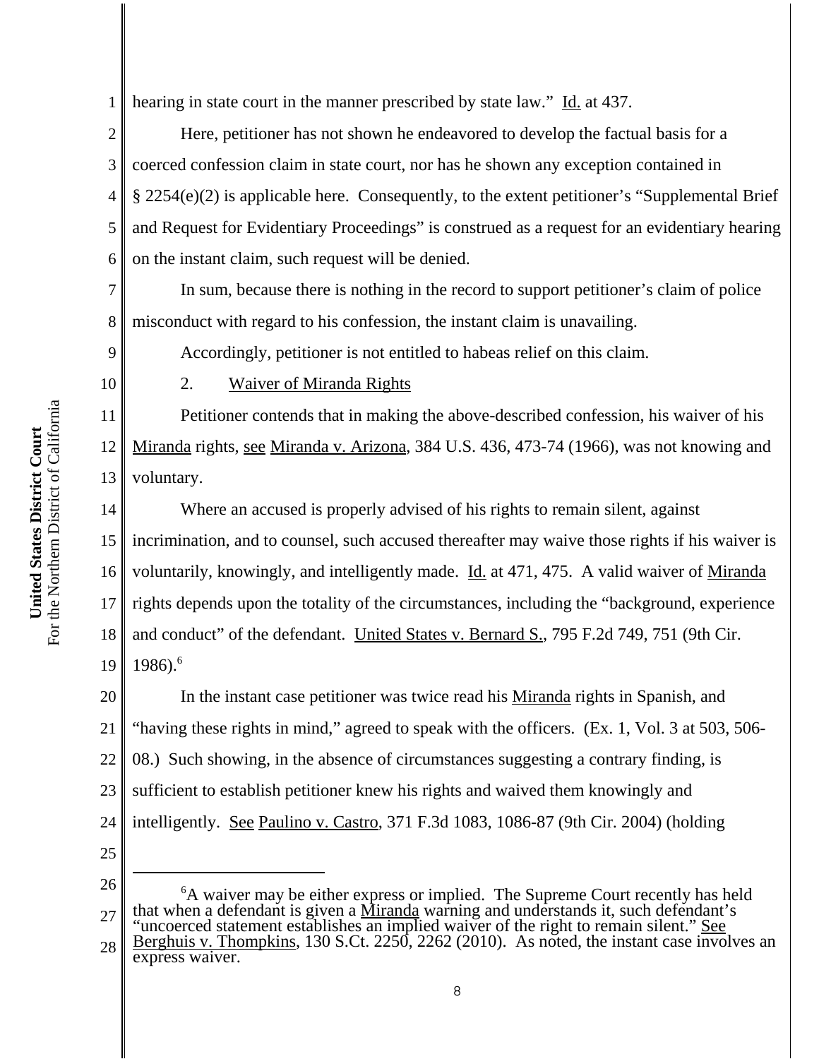hearing in state court in the manner prescribed by state law." Id. at 437.

Here, petitioner has not shown he endeavored to develop the factual basis for a coerced confession claim in state court, nor has he shown any exception contained in § 2254(e)(2) is applicable here. Consequently, to the extent petitioner's "Supplemental Brief and Request for Evidentiary Proceedings" is construed as a request for an evidentiary hearing on the instant claim, such request will be denied.

In sum, because there is nothing in the record to support petitioner's claim of police misconduct with regard to his confession, the instant claim is unavailing.

Accordingly, petitioner is not entitled to habeas relief on this claim.

2. Waiver of Miranda Rights

Petitioner contends that in making the above-described confession, his waiver of his Miranda rights, see Miranda v. Arizona, 384 U.S. 436, 473-74 (1966), was not knowing and voluntary.

Where an accused is properly advised of his rights to remain silent, against incrimination, and to counsel, such accused thereafter may waive those rights if his waiver is voluntarily, knowingly, and intelligently made. Id. at 471, 475. A valid waiver of Miranda rights depends upon the totality of the circumstances, including the "background, experience and conduct" of the defendant. United States v. Bernard S., 795 F.2d 749, 751 (9th Cir. 1986).[6]

In the instant case petitioner was twice read his Miranda rights in Spanish, and "having these rights in mind," agreed to speak with the officers. (Ex. 1, Vol. 3 at 503, 506-08.) Such showing, in the absence of circumstances suggesting a contrary finding, is sufficient to establish petitioner knew his rights and waived them knowingly and intelligently. See Paulino v. Castro, 371 F.3d 1083, 1086-87 (9th Cir. 2004) (holding

---

[6] A waiver may be either express or implied. The Supreme Court recently has held that when a defendant is given a Miranda warning and understands it, such defendant's "uncoerced statement establishes an implied waiver of the right to remain silent." See Berghuis v. Thompkins, 130 S.Ct. 2250, 2262 (2010). As noted, the instant case involves an express waiver.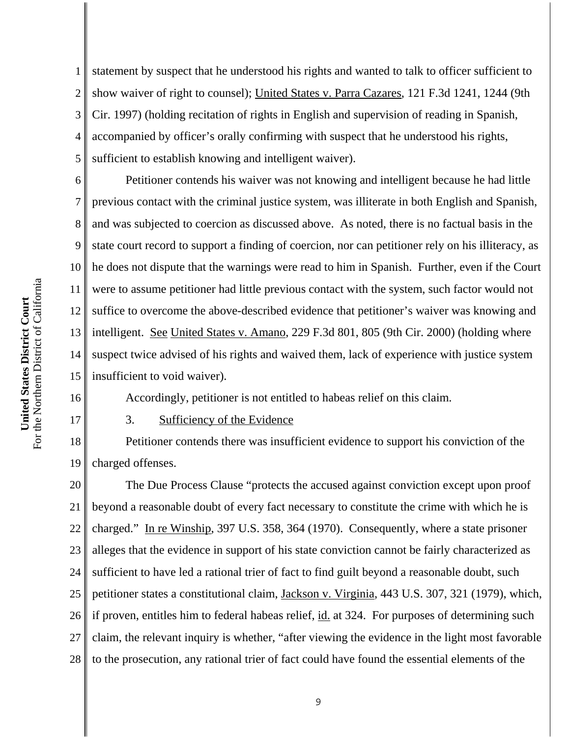statement by suspect that he understood his rights and wanted to talk to officer sufficient to show waiver of right to counsel); United States v. Parra Cazares, 121 F.3d 1241, 1244 (9th Cir. 1997) (holding recitation of rights in English and supervision of reading in Spanish, accompanied by officer's orally confirming with suspect that he understood his rights, sufficient to establish knowing and intelligent waiver).

Petitioner contends his waiver was not knowing and intelligent because he had little previous contact with the criminal justice system, was illiterate in both English and Spanish, and was subjected to coercion as discussed above. As noted, there is no factual basis in the state court record to support a finding of coercion, nor can petitioner rely on his illiteracy, as he does not dispute that the warnings were read to him in Spanish. Further, even if the Court were to assume petitioner had little previous contact with the system, such factor would not suffice to overcome the above-described evidence that petitioner's waiver was knowing and intelligent. See United States v. Amano, 229 F.3d 801, 805 (9th Cir. 2000) (holding where suspect twice advised of his rights and waived them, lack of experience with justice system insufficient to void waiver).

Accordingly, petitioner is not entitled to habeas relief on this claim.

### 3. Sufficiency of the Evidence

Petitioner contends there was insufficient evidence to support his conviction of the charged offenses.

The Due Process Clause "protects the accused against conviction except upon proof beyond a reasonable doubt of every fact necessary to constitute the crime with which he is charged." In re Winship, 397 U.S. 358, 364 (1970). Consequently, where a state prisoner alleges that the evidence in support of his state conviction cannot be fairly characterized as sufficient to have led a rational trier of fact to find guilt beyond a reasonable doubt, such petitioner states a constitutional claim, Jackson v. Virginia, 443 U.S. 307, 321 (1979), which, if proven, entitles him to federal habeas relief, id. at 324. For purposes of determining such claim, the relevant inquiry is whether, "after viewing the evidence in the light most favorable to the prosecution, any rational trier of fact could have found the essential elements of the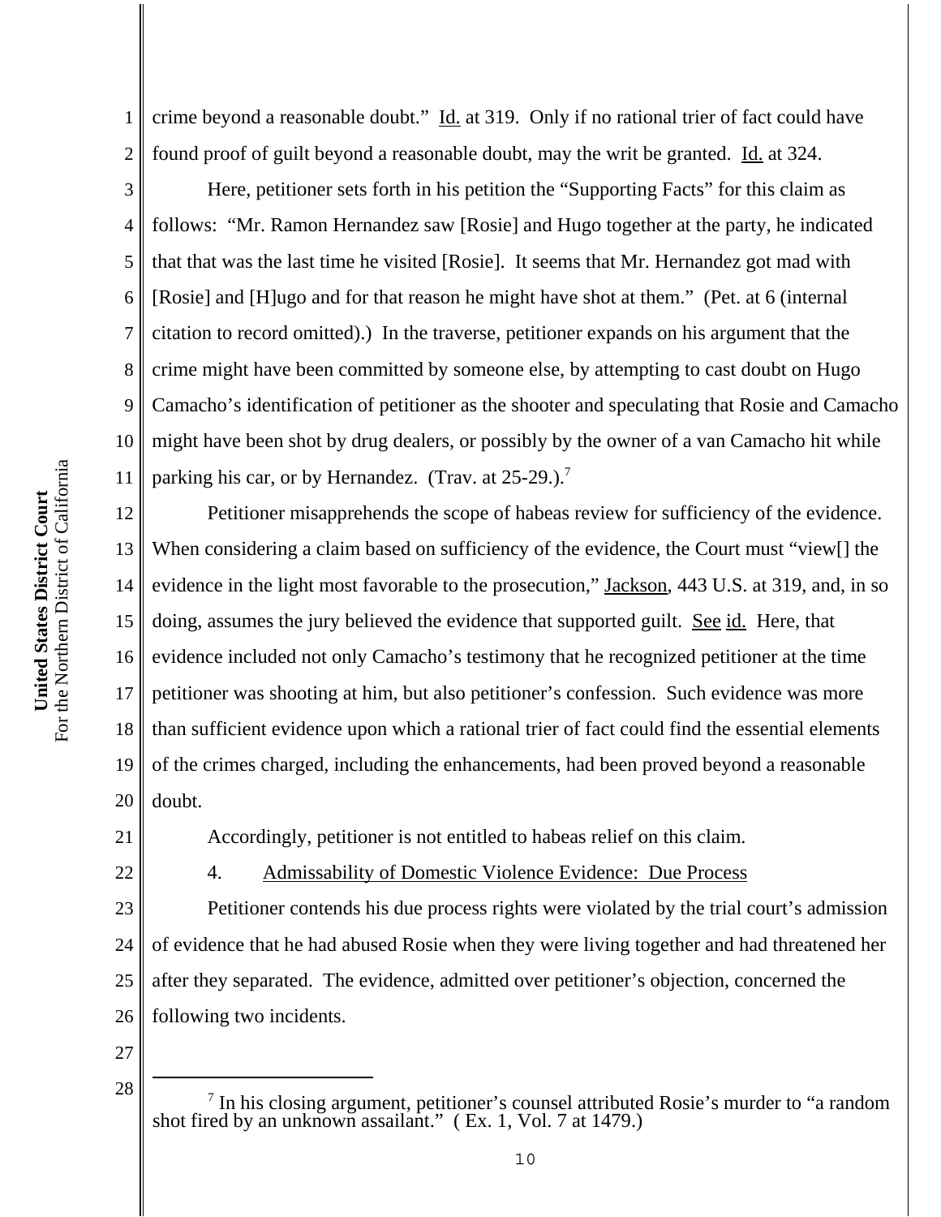crime beyond a reasonable doubt." Id. at 319. Only if no rational trier of fact could have found proof of guilt beyond a reasonable doubt, may the writ be granted. Id. at 324.

Here, petitioner sets forth in his petition the "Supporting Facts" for this claim as follows: "Mr. Ramon Hernandez saw [Rosie] and Hugo together at the party, he indicated that that was the last time he visited [Rosie]. It seems that Mr. Hernandez got mad with [Rosie] and [H]ugo and for that reason he might have shot at them." (Pet. at 6 (internal citation to record omitted).) In the traverse, petitioner expands on his argument that the crime might have been committed by someone else, by attempting to cast doubt on Hugo Camacho's identification of petitioner as the shooter and speculating that Rosie and Camacho might have been shot by drug dealers, or possibly by the owner of a van Camacho hit while parking his car, or by Hernandez. (Trav. at 25-29.).[7]

Petitioner misapprehends the scope of habeas review for sufficiency of the evidence. When considering a claim based on sufficiency of the evidence, the Court must "view[] the evidence in the light most favorable to the prosecution," Jackson, 443 U.S. at 319, and, in so doing, assumes the jury believed the evidence that supported guilt. See id. Here, that evidence included not only Camacho's testimony that he recognized petitioner at the time petitioner was shooting at him, but also petitioner's confession. Such evidence was more than sufficient evidence upon which a rational trier of fact could find the essential elements of the crimes charged, including the enhancements, had been proved beyond a reasonable doubt.

Accordingly, petitioner is not entitled to habeas relief on this claim.

4. Admissability of Domestic Violence Evidence: Due Process

Petitioner contends his due process rights were violated by the trial court's admission of evidence that he had abused Rosie when they were living together and had threatened her after they separated. The evidence, admitted over petitioner's objection, concerned the following two incidents.

---

[7] In his closing argument, petitioner's counsel attributed Rosie's murder to "a random shot fired by an unknown assailant." ( Ex. 1, Vol. 7 at 1479.)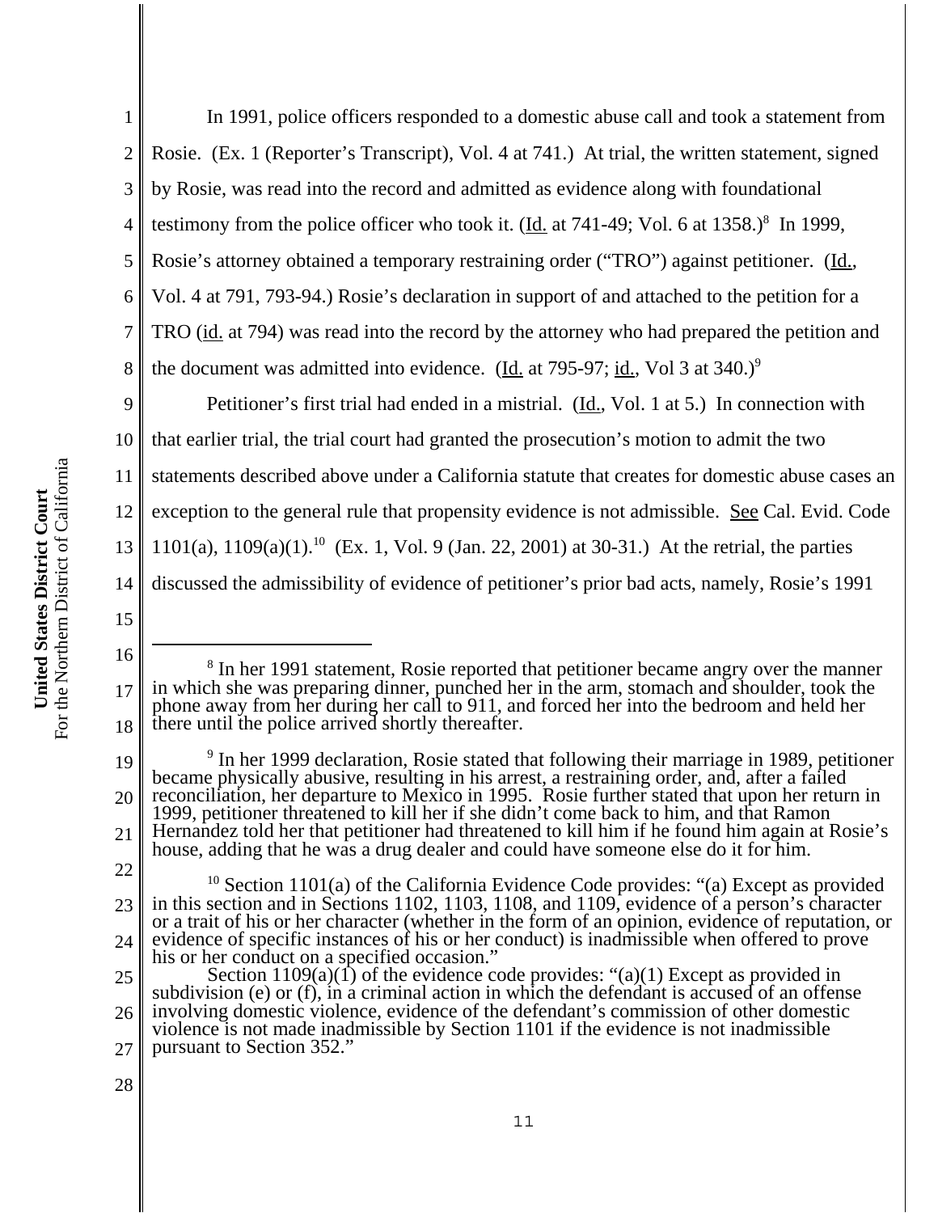In 1991, police officers responded to a domestic abuse call and took a statement from Rosie. (Ex. 1 (Reporter's Transcript), Vol. 4 at 741.) At trial, the written statement, signed by Rosie, was read into the record and admitted as evidence along with foundational testimony from the police officer who took it. (Id. at 741-49; Vol. 6 at 1358.)[8] In 1999, Rosie's attorney obtained a temporary restraining order ("TRO") against petitioner. (Id., Vol. 4 at 791, 793-94.) Rosie's declaration in support of and attached to the petition for a TRO (id. at 794) was read into the record by the attorney who had prepared the petition and the document was admitted into evidence. (Id. at 795-97; id., Vol 3 at 340.)[9]

Petitioner's first trial had ended in a mistrial. (Id., Vol. 1 at 5.) In connection with that earlier trial, the trial court had granted the prosecution's motion to admit the two statements described above under a California statute that creates for domestic abuse cases an exception to the general rule that propensity evidence is not admissible. See Cal. Evid. Code 1101(a), 1109(a)(1).[10] (Ex. 1, Vol. 9 (Jan. 22, 2001) at 30-31.) At the retrial, the parties discussed the admissibility of evidence of petitioner's prior bad acts, namely, Rosie's 1991

---

[8] In her 1991 statement, Rosie reported that petitioner became angry over the manner in which she was preparing dinner, punched her in the arm, stomach and shoulder, took the phone away from her during her call to 911, and forced her into the bedroom and held her there until the police arrived shortly thereafter.

[9] In her 1999 declaration, Rosie stated that following their marriage in 1989, petitioner became physically abusive, resulting in his arrest, a restraining order, and, after a failed reconciliation, her departure to Mexico in 1995. Rosie further stated that upon her return in 1999, petitioner threatened to kill her if she didn't come back to him, and that Ramon Hernandez told her that petitioner had threatened to kill him if he found him again at Rosie's house, adding that he was a drug dealer and could have someone else do it for him.

[10] Section 1101(a) of the California Evidence Code provides: "(a) Except as provided in this section and in Sections 1102, 1103, 1108, and 1109, evidence of a person's character or a trait of his or her character (whether in the form of an opinion, evidence of reputation, or evidence of specific instances of his or her conduct) is inadmissible when offered to prove his or her conduct on a specified occasion."

Section 1109(a)(1) of the evidence code provides: "(a)(1) Except as provided in subdivision (e) or (f), in a criminal action in which the defendant is accused of an offense involving domestic violence, evidence of the defendant's commission of other domestic violence is not made inadmissible by Section 1101 if the evidence is not inadmissible pursuant to Section 352."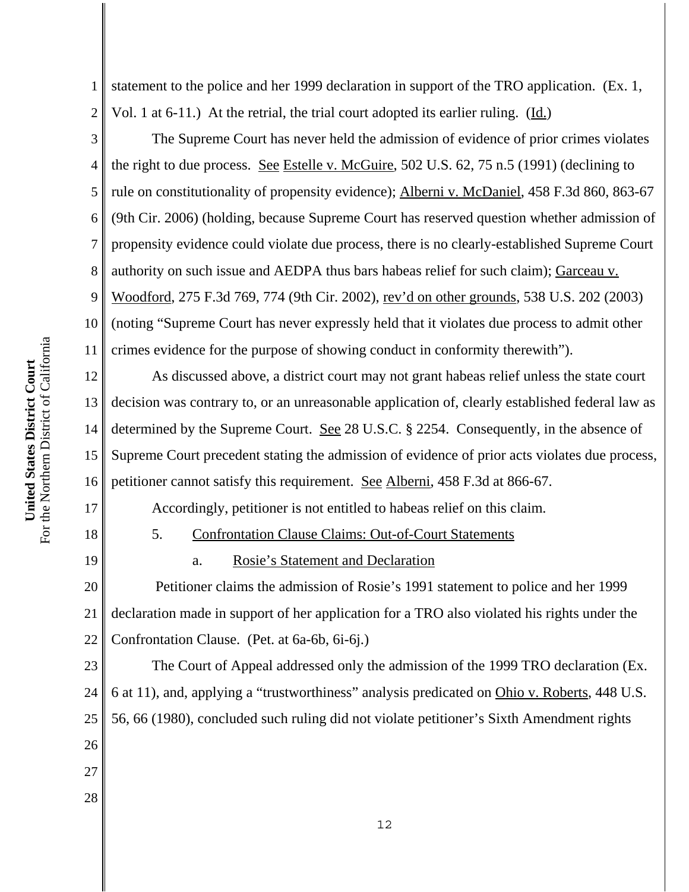statement to the police and her 1999 declaration in support of the TRO application. (Ex. 1, Vol. 1 at 6-11.) At the retrial, the trial court adopted its earlier ruling. (Id.)

The Supreme Court has never held the admission of evidence of prior crimes violates the right to due process. See Estelle v. McGuire, 502 U.S. 62, 75 n.5 (1991) (declining to rule on constitutionality of propensity evidence); Alberni v. McDaniel, 458 F.3d 860, 863-67 (9th Cir. 2006) (holding, because Supreme Court has reserved question whether admission of propensity evidence could violate due process, there is no clearly-established Supreme Court authority on such issue and AEDPA thus bars habeas relief for such claim); Garceau v. Woodford, 275 F.3d 769, 774 (9th Cir. 2002), rev'd on other grounds, 538 U.S. 202 (2003) (noting "Supreme Court has never expressly held that it violates due process to admit other crimes evidence for the purpose of showing conduct in conformity therewith").

As discussed above, a district court may not grant habeas relief unless the state court decision was contrary to, or an unreasonable application of, clearly established federal law as determined by the Supreme Court. See 28 U.S.C. § 2254. Consequently, in the absence of Supreme Court precedent stating the admission of evidence of prior acts violates due process, petitioner cannot satisfy this requirement. See Alberni, 458 F.3d at 866-67.

Accordingly, petitioner is not entitled to habeas relief on this claim.

5. Confrontation Clause Claims: Out-of-Court Statements

a. Rosie's Statement and Declaration

Petitioner claims the admission of Rosie's 1991 statement to police and her 1999 declaration made in support of her application for a TRO also violated his rights under the Confrontation Clause. (Pet. at 6a-6b, 6i-6j.)

The Court of Appeal addressed only the admission of the 1999 TRO declaration (Ex. 6 at 11), and, applying a "trustworthiness" analysis predicated on Ohio v. Roberts, 448 U.S. 56, 66 (1980), concluded such ruling did not violate petitioner's Sixth Amendment rights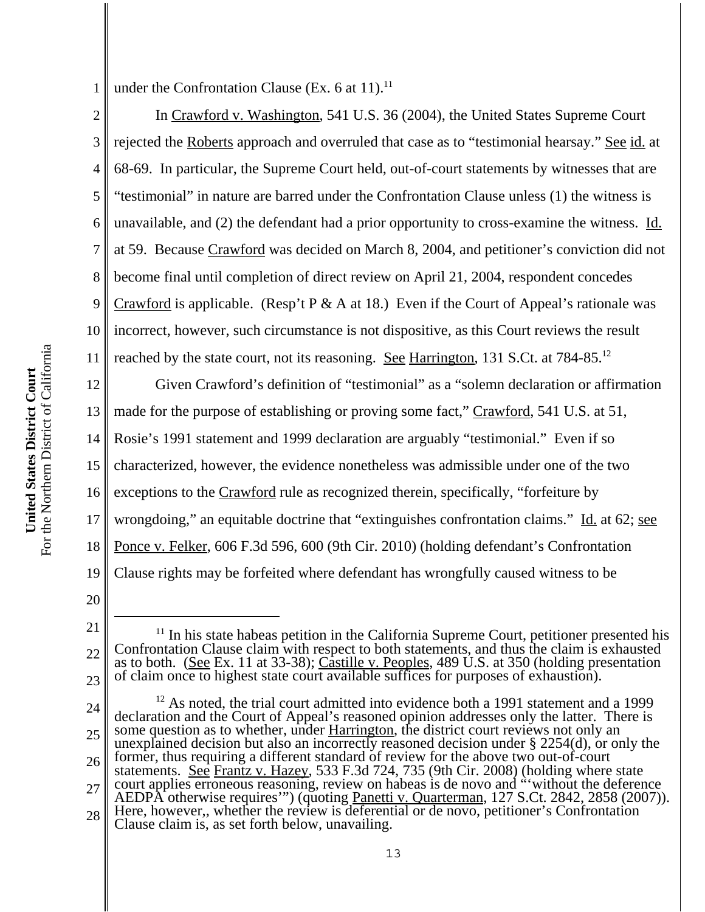under the Confrontation Clause (Ex. 6 at 11).[11]

In Crawford v. Washington, 541 U.S. 36 (2004), the United States Supreme Court rejected the Roberts approach and overruled that case as to "testimonial hearsay." See id. at 68-69. In particular, the Supreme Court held, out-of-court statements by witnesses that are "testimonial" in nature are barred under the Confrontation Clause unless (1) the witness is unavailable, and (2) the defendant had a prior opportunity to cross-examine the witness. Id. at 59. Because Crawford was decided on March 8, 2004, and petitioner's conviction did not become final until completion of direct review on April 21, 2004, respondent concedes Crawford is applicable. (Resp't P & A at 18.) Even if the Court of Appeal's rationale was incorrect, however, such circumstance is not dispositive, as this Court reviews the result reached by the state court, not its reasoning. See Harrington, 131 S.Ct. at 784-85.[12]

Given Crawford's definition of "testimonial" as a "solemn declaration or affirmation made for the purpose of establishing or proving some fact," Crawford, 541 U.S. at 51, Rosie's 1991 statement and 1999 declaration are arguably "testimonial." Even if so characterized, however, the evidence nonetheless was admissible under one of the two exceptions to the Crawford rule as recognized therein, specifically, "forfeiture by wrongdoing," an equitable doctrine that "extinguishes confrontation claims." Id. at 62; see Ponce v. Felker, 606 F.3d 596, 600 (9th Cir. 2010) (holding defendant's Confrontation Clause rights may be forfeited where defendant has wrongfully caused witness to be

---

[11] In his state habeas petition in the California Supreme Court, petitioner presented his Confrontation Clause claim with respect to both statements, and thus the claim is exhausted as to both. (See Ex. 11 at 33-38); Castille v. Peoples, 489 U.S. at 350 (holding presentation of claim once to highest state court available suffices for purposes of exhaustion).

[12] As noted, the trial court admitted into evidence both a 1991 statement and a 1999 declaration and the Court of Appeal's reasoned opinion addresses only the latter. There is some question as to whether, under Harrington, the district court reviews not only an unexplained decision but also an incorrectly reasoned decision under § 2254(d), or only the former, thus requiring a different standard of review for the above two out-of-court statements. See Frantz v. Hazey, 533 F.3d 724, 735 (9th Cir. 2008) (holding where state court applies erroneous reasoning, review on habeas is de novo and "'without the deference AEDPA otherwise requires'") (quoting Panetti v. Quarterman, 127 S.Ct. 2842, 2858 (2007)). Here, however,, whether the review is deferential or de novo, petitioner's Confrontation Clause claim is, as set forth below, unavailing.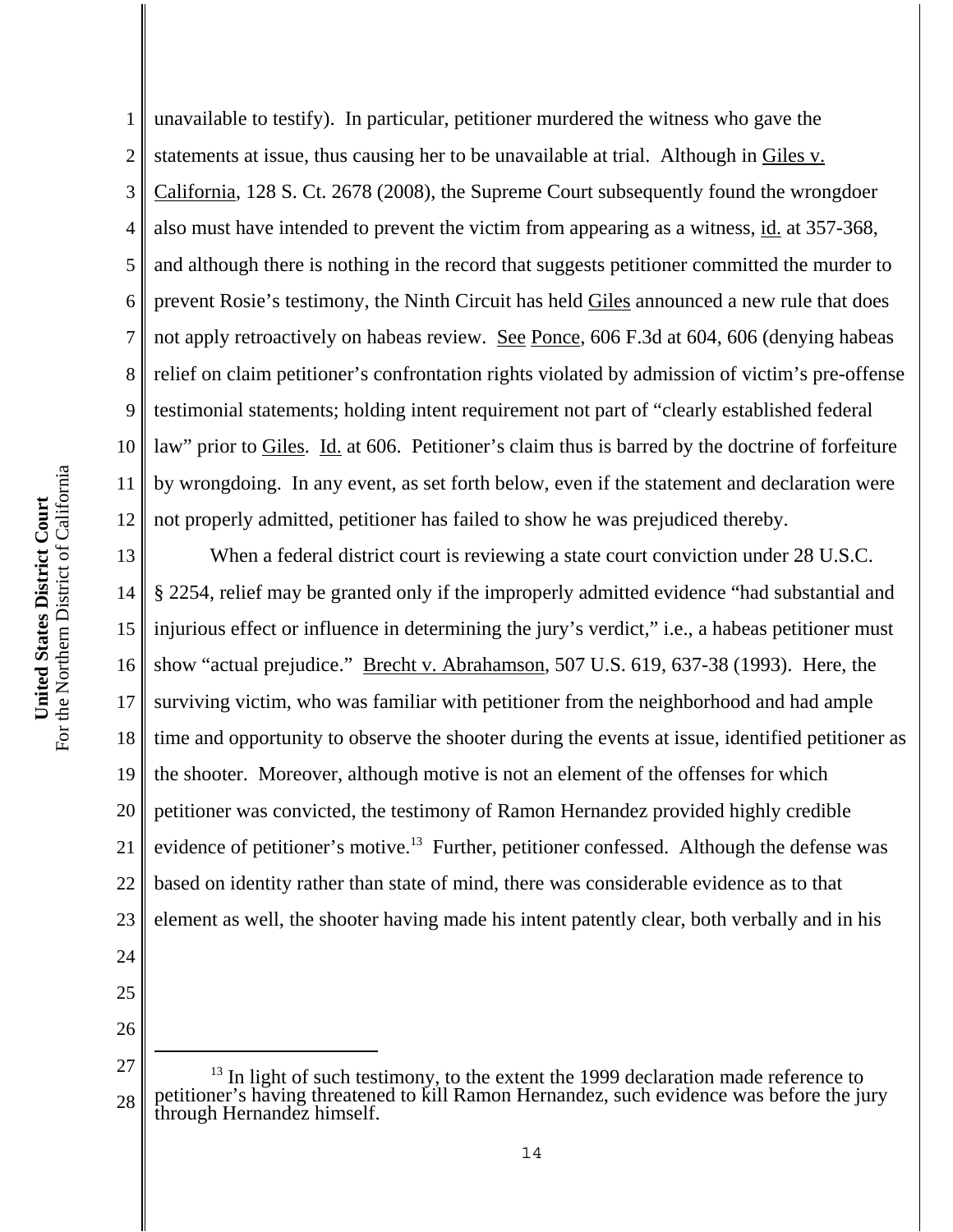unavailable to testify). In particular, petitioner murdered the witness who gave the statements at issue, thus causing her to be unavailable at trial. Although in Giles v. California, 128 S. Ct. 2678 (2008), the Supreme Court subsequently found the wrongdoer also must have intended to prevent the victim from appearing as a witness, id. at 357-368, and although there is nothing in the record that suggests petitioner committed the murder to prevent Rosie's testimony, the Ninth Circuit has held Giles announced a new rule that does not apply retroactively on habeas review. See Ponce, 606 F.3d at 604, 606 (denying habeas relief on claim petitioner's confrontation rights violated by admission of victim's pre-offense testimonial statements; holding intent requirement not part of "clearly established federal law" prior to Giles. Id. at 606. Petitioner's claim thus is barred by the doctrine of forfeiture by wrongdoing. In any event, as set forth below, even if the statement and declaration were not properly admitted, petitioner has failed to show he was prejudiced thereby.

When a federal district court is reviewing a state court conviction under 28 U.S.C. § 2254, relief may be granted only if the improperly admitted evidence "had substantial and injurious effect or influence in determining the jury's verdict," i.e., a habeas petitioner must show "actual prejudice." Brecht v. Abrahamson, 507 U.S. 619, 637-38 (1993). Here, the surviving victim, who was familiar with petitioner from the neighborhood and had ample time and opportunity to observe the shooter during the events at issue, identified petitioner as the shooter. Moreover, although motive is not an element of the offenses for which petitioner was convicted, the testimony of Ramon Hernandez provided highly credible evidence of petitioner's motive.[13] Further, petitioner confessed. Although the defense was based on identity rather than state of mind, there was considerable evidence as to that element as well, the shooter having made his intent patently clear, both verbally and in his

---

[13] In light of such testimony, to the extent the 1999 declaration made reference to petitioner's having threatened to kill Ramon Hernandez, such evidence was before the jury through Hernandez himself.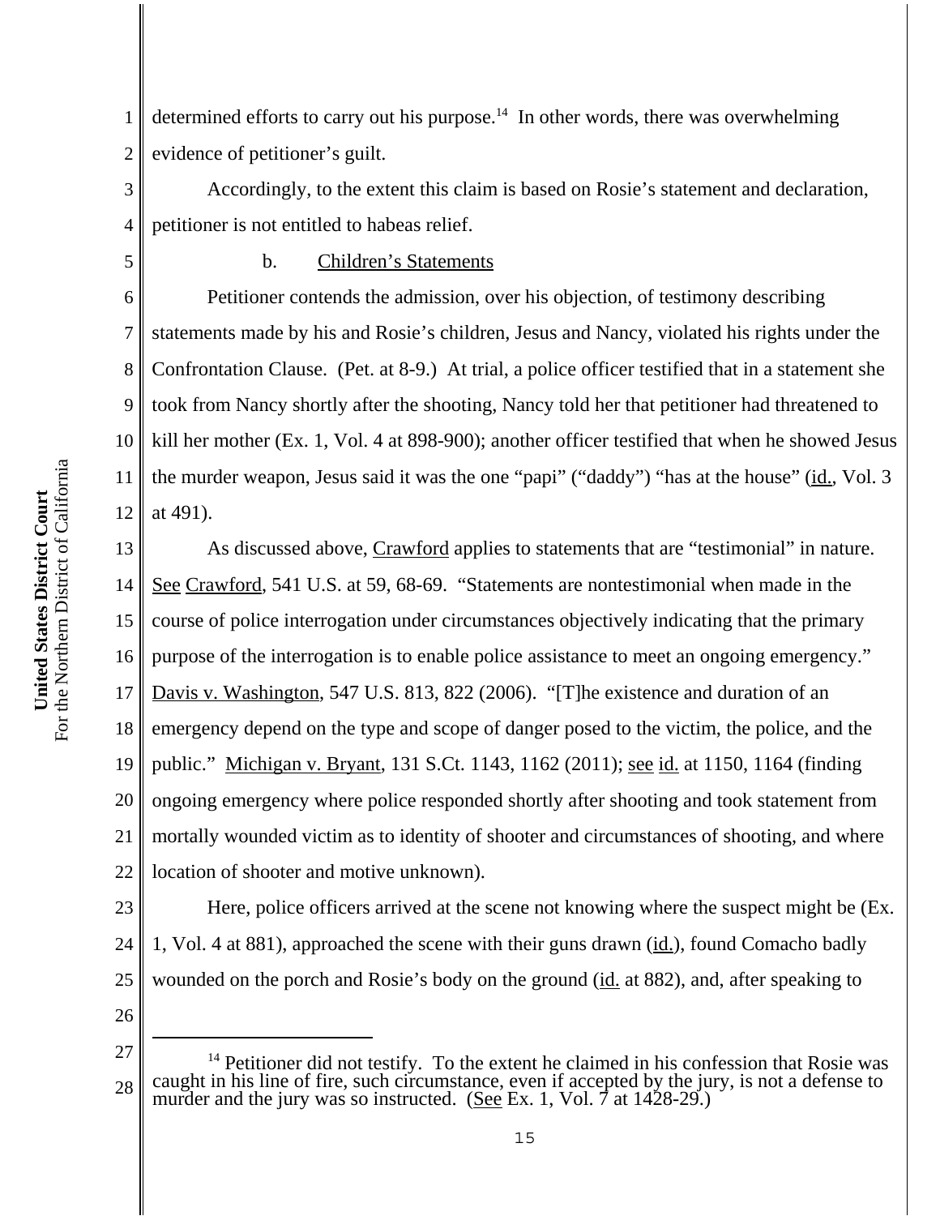determined efforts to carry out his purpose.[14] In other words, there was overwhelming evidence of petitioner's guilt.

Accordingly, to the extent this claim is based on Rosie's statement and declaration, petitioner is not entitled to habeas relief.

b. Children's Statements

Petitioner contends the admission, over his objection, of testimony describing statements made by his and Rosie's children, Jesus and Nancy, violated his rights under the Confrontation Clause. (Pet. at 8-9.) At trial, a police officer testified that in a statement she took from Nancy shortly after the shooting, Nancy told her that petitioner had threatened to kill her mother (Ex. 1, Vol. 4 at 898-900); another officer testified that when he showed Jesus the murder weapon, Jesus said it was the one "papi" ("daddy") "has at the house" (id., Vol. 3 at 491).

As discussed above, Crawford applies to statements that are "testimonial" in nature. See Crawford, 541 U.S. at 59, 68-69. "Statements are nontestimonial when made in the course of police interrogation under circumstances objectively indicating that the primary purpose of the interrogation is to enable police assistance to meet an ongoing emergency." Davis v. Washington, 547 U.S. 813, 822 (2006). "[T]he existence and duration of an emergency depend on the type and scope of danger posed to the victim, the police, and the public." Michigan v. Bryant, 131 S.Ct. 1143, 1162 (2011); see id. at 1150, 1164 (finding ongoing emergency where police responded shortly after shooting and took statement from mortally wounded victim as to identity of shooter and circumstances of shooting, and where location of shooter and motive unknown).

Here, police officers arrived at the scene not knowing where the suspect might be (Ex. 1, Vol. 4 at 881), approached the scene with their guns drawn (id.), found Comacho badly wounded on the porch and Rosie's body on the ground (id. at 882), and, after speaking to

---

[14] Petitioner did not testify. To the extent he claimed in his confession that Rosie was caught in his line of fire, such circumstance, even if accepted by the jury, is not a defense to murder and the jury was so instructed. (See Ex. 1, Vol. 7 at 1428-29.)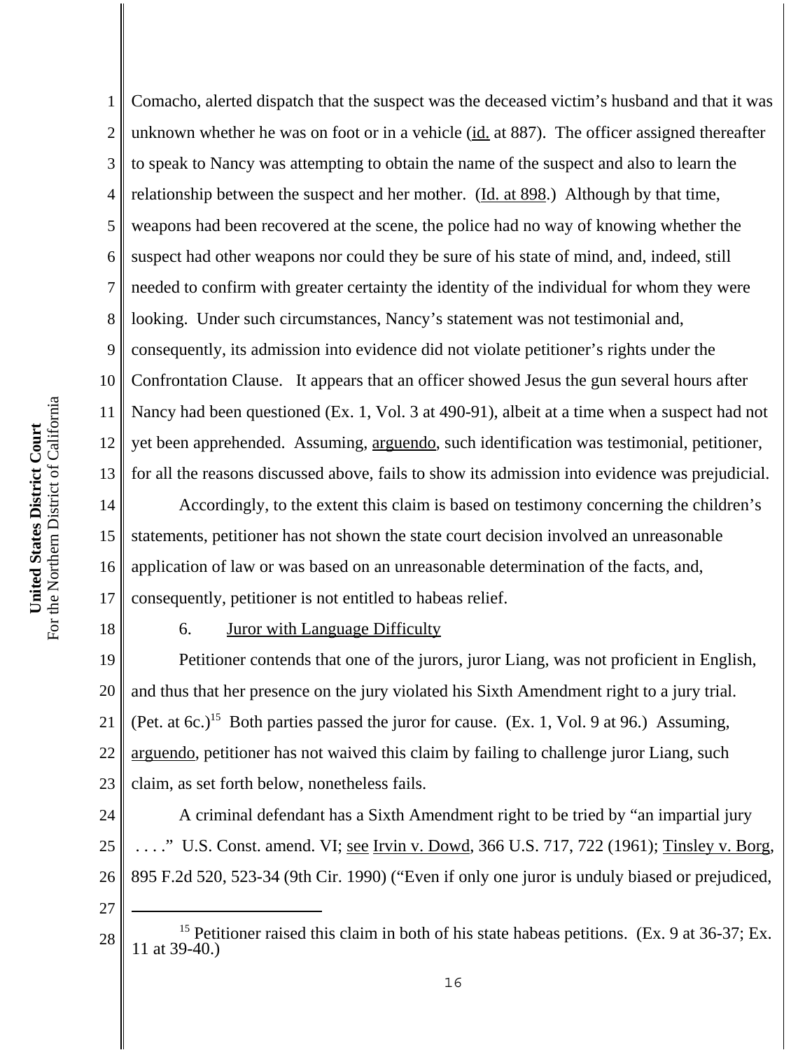Comacho, alerted dispatch that the suspect was the deceased victim's husband and that it was unknown whether he was on foot or in a vehicle (id. at 887). The officer assigned thereafter to speak to Nancy was attempting to obtain the name of the suspect and also to learn the relationship between the suspect and her mother. (Id. at 898.) Although by that time, weapons had been recovered at the scene, the police had no way of knowing whether the suspect had other weapons nor could they be sure of his state of mind, and, indeed, still needed to confirm with greater certainty the identity of the individual for whom they were looking. Under such circumstances, Nancy's statement was not testimonial and, consequently, its admission into evidence did not violate petitioner's rights under the Confrontation Clause. It appears that an officer showed Jesus the gun several hours after Nancy had been questioned (Ex. 1, Vol. 3 at 490-91), albeit at a time when a suspect had not yet been apprehended. Assuming, arguendo, such identification was testimonial, petitioner, for all the reasons discussed above, fails to show its admission into evidence was prejudicial.

Accordingly, to the extent this claim is based on testimony concerning the children's statements, petitioner has not shown the state court decision involved an unreasonable application of law or was based on an unreasonable determination of the facts, and, consequently, petitioner is not entitled to habeas relief.

6. Juror with Language Difficulty

Petitioner contends that one of the jurors, juror Liang, was not proficient in English, and thus that her presence on the jury violated his Sixth Amendment right to a jury trial. (Pet. at 6c.)[15] Both parties passed the juror for cause. (Ex. 1, Vol. 9 at 96.) Assuming, arguendo, petitioner has not waived this claim by failing to challenge juror Liang, such claim, as set forth below, nonetheless fails.

A criminal defendant has a Sixth Amendment right to be tried by "an impartial jury . . . ." U.S. Const. amend. VI; see Irvin v. Dowd, 366 U.S. 717, 722 (1961); Tinsley v. Borg, 895 F.2d 520, 523-34 (9th Cir. 1990) ("Even if only one juror is unduly biased or prejudiced,

[15] Petitioner raised this claim in both of his state habeas petitions. (Ex. 9 at 36-37; Ex. 11 at 39-40.)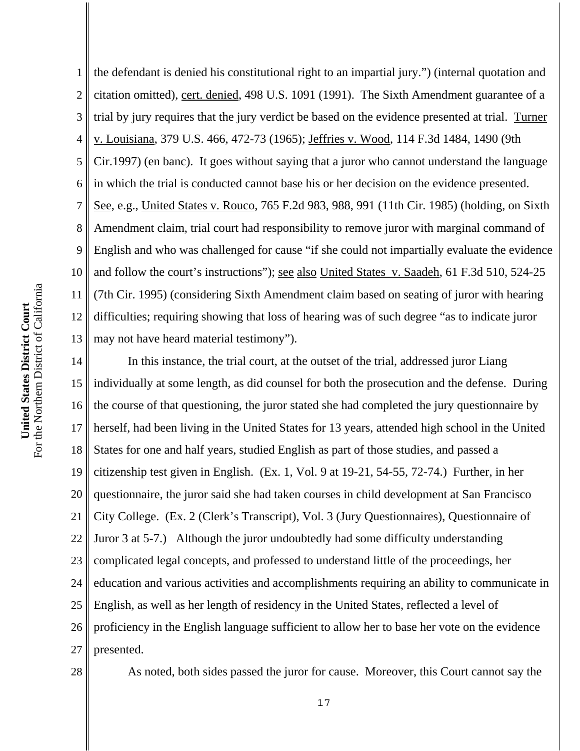the defendant is denied his constitutional right to an impartial jury.") (internal quotation and citation omitted), cert. denied, 498 U.S. 1091 (1991). The Sixth Amendment guarantee of a trial by jury requires that the jury verdict be based on the evidence presented at trial. Turner v. Louisiana, 379 U.S. 466, 472-73 (1965); Jeffries v. Wood, 114 F.3d 1484, 1490 (9th Cir.1997) (en banc). It goes without saying that a juror who cannot understand the language in which the trial is conducted cannot base his or her decision on the evidence presented. See, e.g., United States v. Rouco, 765 F.2d 983, 988, 991 (11th Cir. 1985) (holding, on Sixth Amendment claim, trial court had responsibility to remove juror with marginal command of English and who was challenged for cause "if she could not impartially evaluate the evidence and follow the court's instructions"); see also United States v. Saadeh, 61 F.3d 510, 524-25 (7th Cir. 1995) (considering Sixth Amendment claim based on seating of juror with hearing difficulties; requiring showing that loss of hearing was of such degree "as to indicate juror may not have heard material testimony").

In this instance, the trial court, at the outset of the trial, addressed juror Liang individually at some length, as did counsel for both the prosecution and the defense. During the course of that questioning, the juror stated she had completed the jury questionnaire by herself, had been living in the United States for 13 years, attended high school in the United States for one and half years, studied English as part of those studies, and passed a citizenship test given in English. (Ex. 1, Vol. 9 at 19-21, 54-55, 72-74.) Further, in her questionnaire, the juror said she had taken courses in child development at San Francisco City College. (Ex. 2 (Clerk's Transcript), Vol. 3 (Jury Questionnaires), Questionnaire of Juror 3 at 5-7.) Although the juror undoubtedly had some difficulty understanding complicated legal concepts, and professed to understand little of the proceedings, her education and various activities and accomplishments requiring an ability to communicate in English, as well as her length of residency in the United States, reflected a level of proficiency in the English language sufficient to allow her to base her vote on the evidence presented.

As noted, both sides passed the juror for cause. Moreover, this Court cannot say the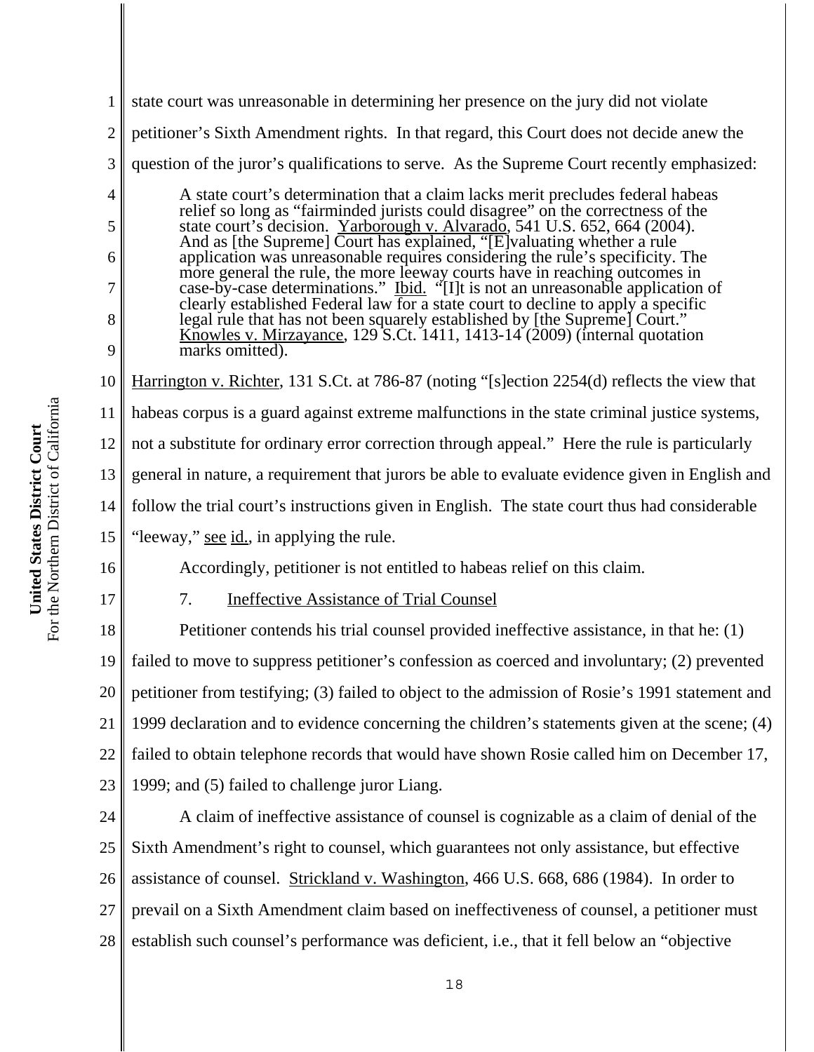state court was unreasonable in determining her presence on the jury did not violate petitioner's Sixth Amendment rights. In that regard, this Court does not decide anew the question of the juror's qualifications to serve. As the Supreme Court recently emphasized:

> A state court's determination that a claim lacks merit precludes federal habeas relief so long as "fairminded jurists could disagree" on the correctness of the state court's decision. Yarborough v. Alvarado, 541 U.S. 652, 664 (2004). And as [the Supreme] Court has explained, "[E]valuating whether a rule application was unreasonable requires considering the rule's specificity. The more general the rule, the more leeway courts have in reaching outcomes in case-by-case determinations." Ibid. "[I]t is not an unreasonable application of clearly established Federal law for a state court to decline to apply a specific legal rule that has not been squarely established by [the Supreme] Court." Knowles v. Mirzayance, 129 S.Ct. 1411, 1413-14 (2009) (internal quotation marks omitted).

Harrington v. Richter, 131 S.Ct. at 786-87 (noting "[s]ection 2254(d) reflects the view that habeas corpus is a guard against extreme malfunctions in the state criminal justice systems, not a substitute for ordinary error correction through appeal." Here the rule is particularly general in nature, a requirement that jurors be able to evaluate evidence given in English and follow the trial court's instructions given in English. The state court thus had considerable "leeway," see id., in applying the rule.

Accordingly, petitioner is not entitled to habeas relief on this claim.

7. Ineffective Assistance of Trial Counsel

Petitioner contends his trial counsel provided ineffective assistance, in that he: (1) failed to move to suppress petitioner's confession as coerced and involuntary; (2) prevented petitioner from testifying; (3) failed to object to the admission of Rosie's 1991 statement and 1999 declaration and to evidence concerning the children's statements given at the scene; (4) failed to obtain telephone records that would have shown Rosie called him on December 17, 1999; and (5) failed to challenge juror Liang.

A claim of ineffective assistance of counsel is cognizable as a claim of denial of the Sixth Amendment's right to counsel, which guarantees not only assistance, but effective assistance of counsel. Strickland v. Washington, 466 U.S. 668, 686 (1984). In order to prevail on a Sixth Amendment claim based on ineffectiveness of counsel, a petitioner must establish such counsel's performance was deficient, i.e., that it fell below an "objective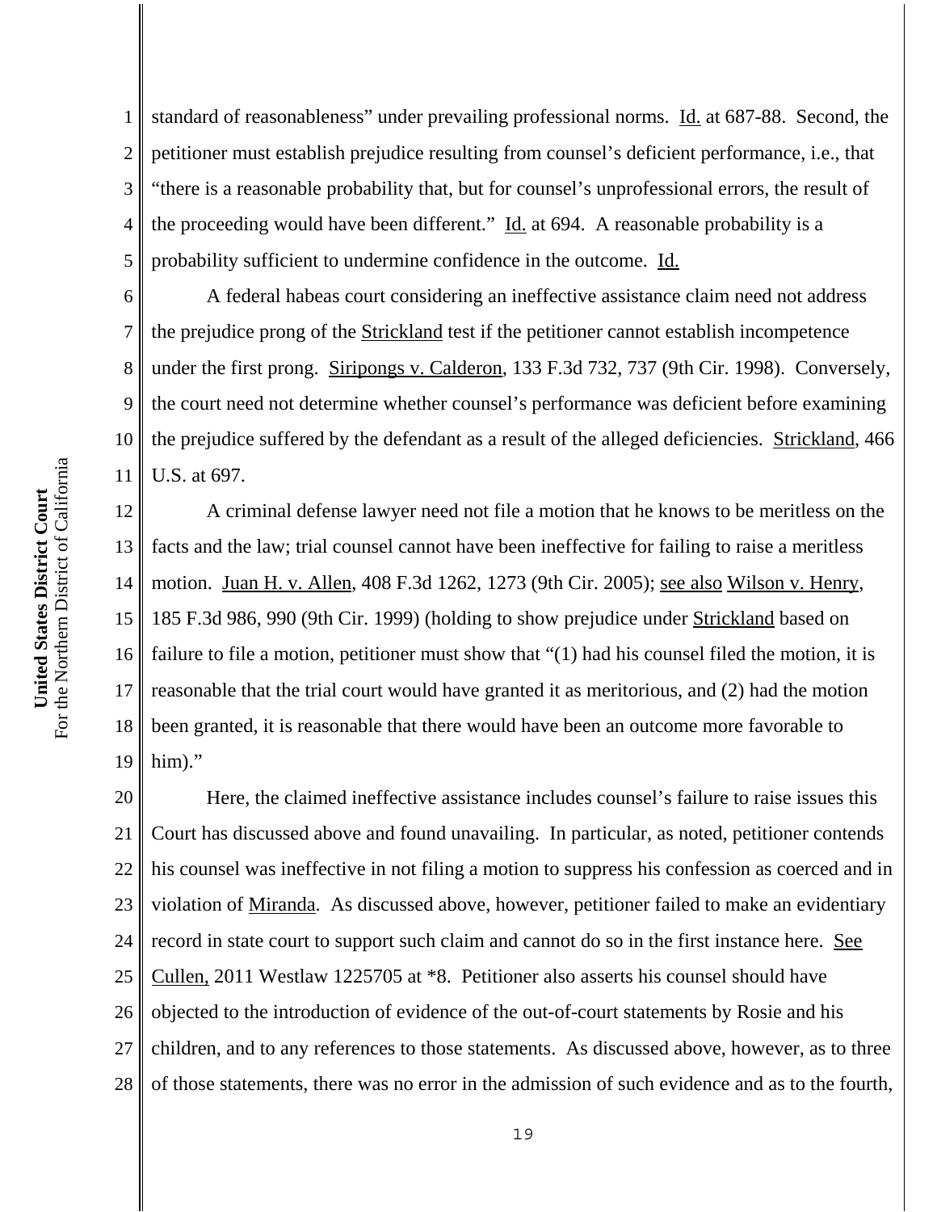standard of reasonableness" under prevailing professional norms. Id. at 687-88. Second, the petitioner must establish prejudice resulting from counsel's deficient performance, i.e., that "there is a reasonable probability that, but for counsel's unprofessional errors, the result of the proceeding would have been different." Id. at 694. A reasonable probability is a probability sufficient to undermine confidence in the outcome. Id.

A federal habeas court considering an ineffective assistance claim need not address the prejudice prong of the Strickland test if the petitioner cannot establish incompetence under the first prong. Siripongs v. Calderon, 133 F.3d 732, 737 (9th Cir. 1998). Conversely, the court need not determine whether counsel's performance was deficient before examining the prejudice suffered by the defendant as a result of the alleged deficiencies. Strickland, 466 U.S. at 697.

A criminal defense lawyer need not file a motion that he knows to be meritless on the facts and the law; trial counsel cannot have been ineffective for failing to raise a meritless motion. Juan H. v. Allen, 408 F.3d 1262, 1273 (9th Cir. 2005); see also Wilson v. Henry, 185 F.3d 986, 990 (9th Cir. 1999) (holding to show prejudice under Strickland based on failure to file a motion, petitioner must show that "(1) had his counsel filed the motion, it is reasonable that the trial court would have granted it as meritorious, and (2) had the motion been granted, it is reasonable that there would have been an outcome more favorable to him)."

Here, the claimed ineffective assistance includes counsel's failure to raise issues this Court has discussed above and found unavailing. In particular, as noted, petitioner contends his counsel was ineffective in not filing a motion to suppress his confession as coerced and in violation of Miranda. As discussed above, however, petitioner failed to make an evidentiary record in state court to support such claim and cannot do so in the first instance here. See Cullen, 2011 Westlaw 1225705 at *8. Petitioner also asserts his counsel should have objected to the introduction of evidence of the out-of-court statements by Rosie and his children, and to any references to those statements. As discussed above, however, as to three of those statements, there was no error in the admission of such evidence and as to the fourth,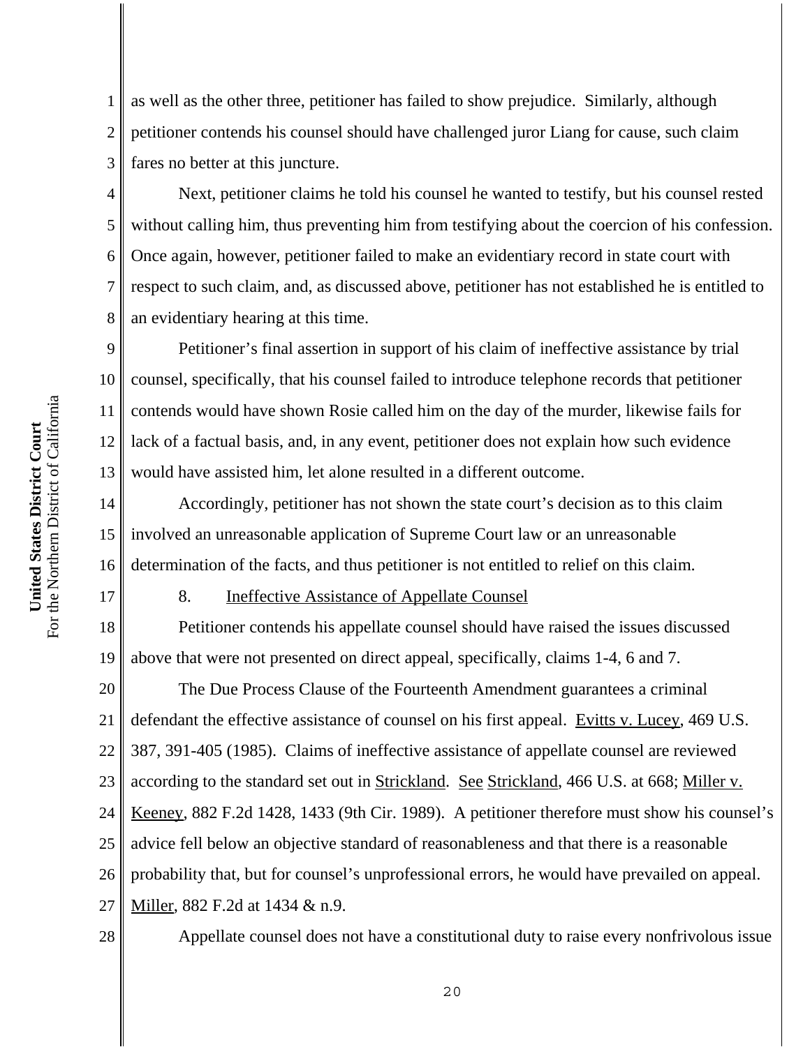as well as the other three, petitioner has failed to show prejudice. Similarly, although petitioner contends his counsel should have challenged juror Liang for cause, such claim fares no better at this juncture.

Next, petitioner claims he told his counsel he wanted to testify, but his counsel rested without calling him, thus preventing him from testifying about the coercion of his confession. Once again, however, petitioner failed to make an evidentiary record in state court with respect to such claim, and, as discussed above, petitioner has not established he is entitled to an evidentiary hearing at this time.

Petitioner's final assertion in support of his claim of ineffective assistance by trial counsel, specifically, that his counsel failed to introduce telephone records that petitioner contends would have shown Rosie called him on the day of the murder, likewise fails for lack of a factual basis, and, in any event, petitioner does not explain how such evidence would have assisted him, let alone resulted in a different outcome.

Accordingly, petitioner has not shown the state court's decision as to this claim involved an unreasonable application of Supreme Court law or an unreasonable determination of the facts, and thus petitioner is not entitled to relief on this claim.

8. Ineffective Assistance of Appellate Counsel

Petitioner contends his appellate counsel should have raised the issues discussed above that were not presented on direct appeal, specifically, claims 1-4, 6 and 7.

The Due Process Clause of the Fourteenth Amendment guarantees a criminal defendant the effective assistance of counsel on his first appeal. Evitts v. Lucey, 469 U.S. 387, 391-405 (1985). Claims of ineffective assistance of appellate counsel are reviewed according to the standard set out in Strickland. See Strickland, 466 U.S. at 668; Miller v. Keeney, 882 F.2d 1428, 1433 (9th Cir. 1989). A petitioner therefore must show his counsel's advice fell below an objective standard of reasonableness and that there is a reasonable probability that, but for counsel's unprofessional errors, he would have prevailed on appeal. Miller, 882 F.2d at 1434 & n.9.

Appellate counsel does not have a constitutional duty to raise every nonfrivolous issue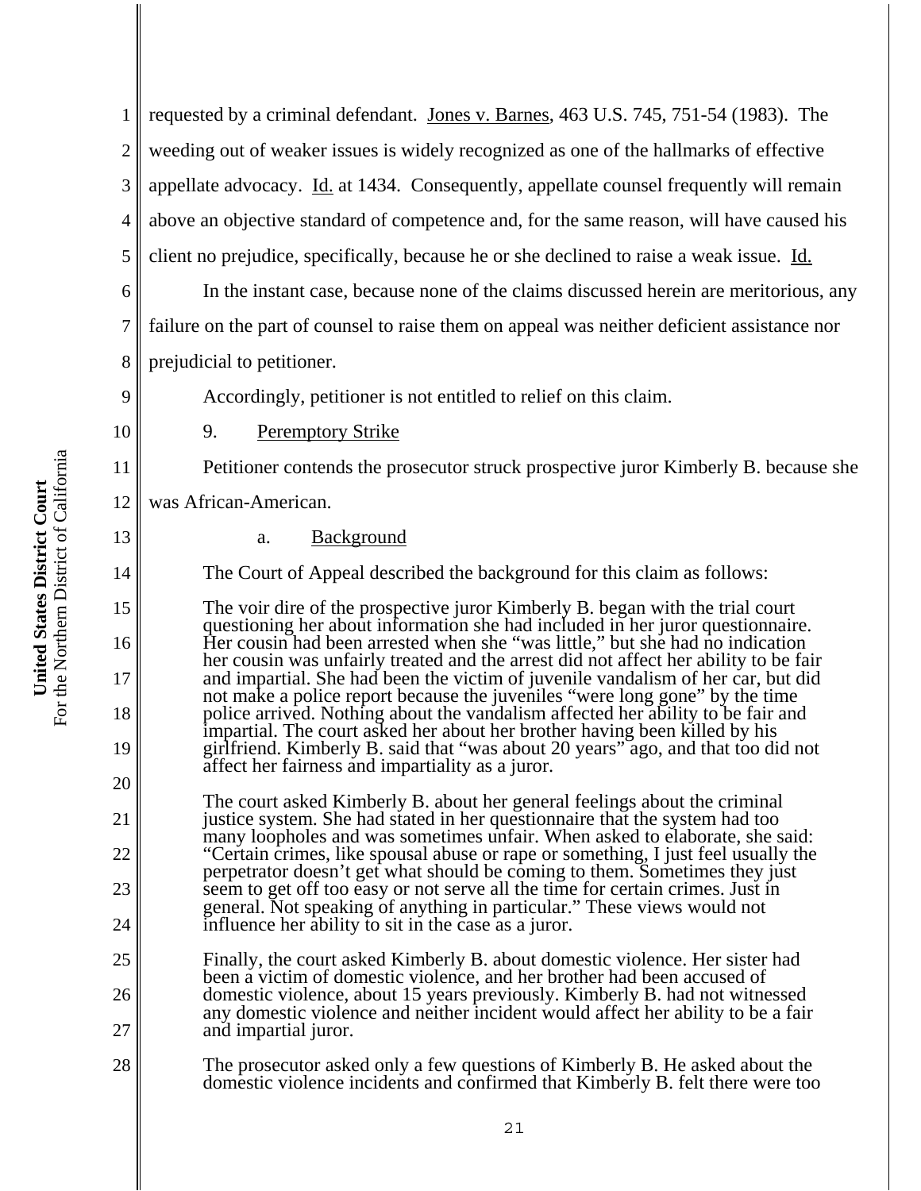requested by a criminal defendant. Jones v. Barnes, 463 U.S. 745, 751-54 (1983). The weeding out of weaker issues is widely recognized as one of the hallmarks of effective appellate advocacy. Id. at 1434. Consequently, appellate counsel frequently will remain above an objective standard of competence and, for the same reason, will have caused his client no prejudice, specifically, because he or she declined to raise a weak issue. Id.

In the instant case, because none of the claims discussed herein are meritorious, any failure on the part of counsel to raise them on appeal was neither deficient assistance nor prejudicial to petitioner.

Accordingly, petitioner is not entitled to relief on this claim.

9. Peremptory Strike

Petitioner contends the prosecutor struck prospective juror Kimberly B. because she was African-American.

a. Background

The Court of Appeal described the background for this claim as follows:

> The voir dire of the prospective juror Kimberly B. began with the trial court questioning her about information she had included in her juror questionnaire. Her cousin had been arrested when she "was little," but she had no indication her cousin was unfairly treated and the arrest did not affect her ability to be fair and impartial. She had been the victim of juvenile vandalism of her car, but did not make a police report because the juveniles "were long gone" by the time police arrived. Nothing about the vandalism affected her ability to be fair and impartial. The court asked her about her brother having been killed by his girlfriend. Kimberly B. said that "was about 20 years" ago, and that too did not affect her fairness and impartiality as a juror.
>
> The court asked Kimberly B. about her general feelings about the criminal justice system. She had stated in her questionnaire that the system had too many loopholes and was sometimes unfair. When asked to elaborate, she said: "Certain crimes, like spousal abuse or rape or something, I just feel usually the perpetrator doesn't get what should be coming to them. Sometimes they just seem to get off too easy or not serve all the time for certain crimes. Just in general. Not speaking of anything in particular." These views would not influence her ability to sit in the case as a juror.
>
> Finally, the court asked Kimberly B. about domestic violence. Her sister had been a victim of domestic violence, and her brother had been accused of domestic violence, about 15 years previously. Kimberly B. had not witnessed any domestic violence and neither incident would affect her ability to be a fair and impartial juror.
>
> The prosecutor asked only a few questions of Kimberly B. He asked about the domestic violence incidents and confirmed that Kimberly B. felt there were too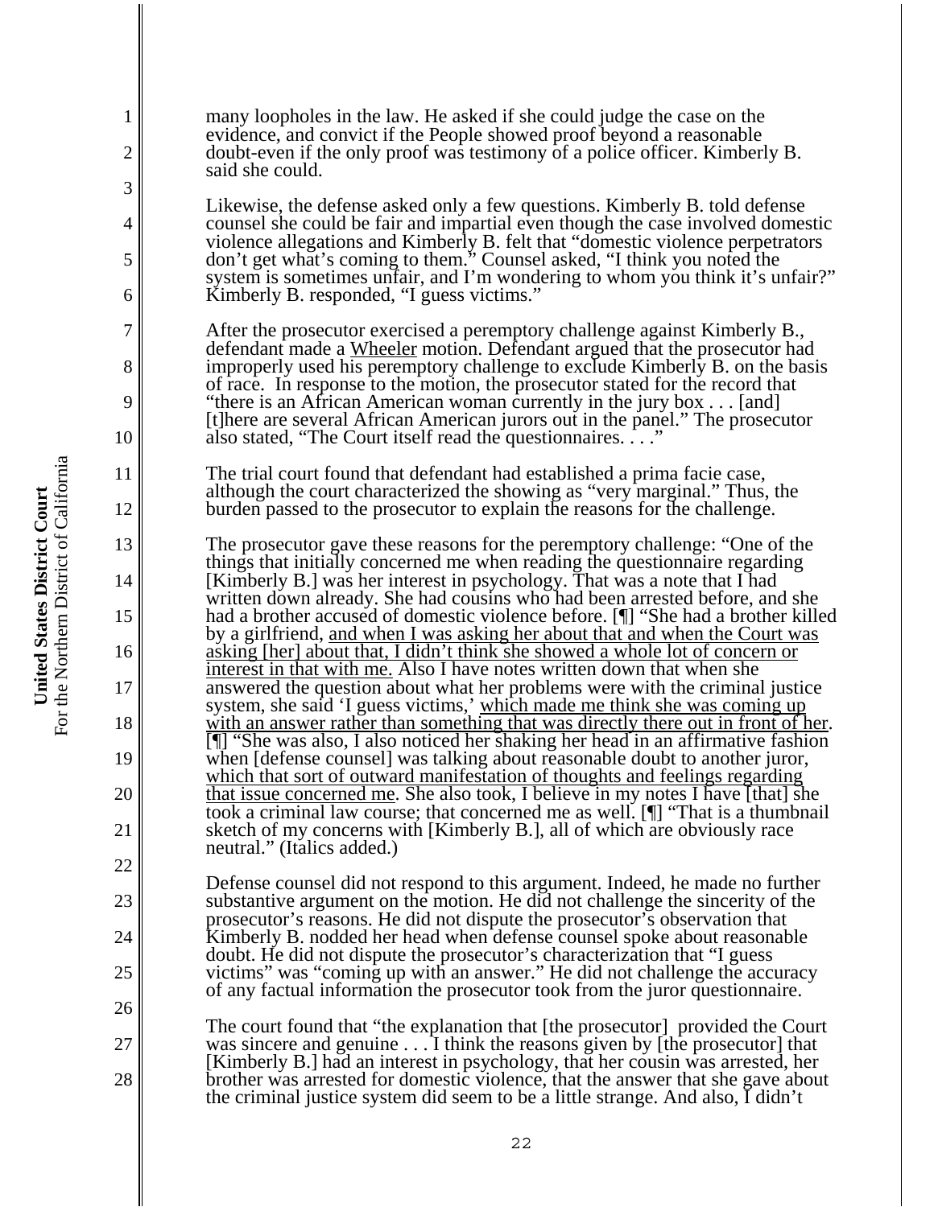many loopholes in the law. He asked if she could judge the case on the evidence, and convict if the People showed proof beyond a reasonable doubt-even if the only proof was testimony of a police officer. Kimberly B. said she could.

Likewise, the defense asked only a few questions. Kimberly B. told defense counsel she could be fair and impartial even though the case involved domestic violence allegations and Kimberly B. felt that "domestic violence perpetrators don't get what's coming to them." Counsel asked, "I think you noted the system is sometimes unfair, and I'm wondering to whom you think it's unfair?" Kimberly B. responded, "I guess victims."

After the prosecutor exercised a peremptory challenge against Kimberly B., defendant made a Wheeler motion. Defendant argued that the prosecutor had improperly used his peremptory challenge to exclude Kimberly B. on the basis of race. In response to the motion, the prosecutor stated for the record that "there is an African American woman currently in the jury box . . . [and] [t]here are several African American jurors out in the panel." The prosecutor also stated, "The Court itself read the questionnaires. . . ."

The trial court found that defendant had established a prima facie case, although the court characterized the showing as "very marginal." Thus, the burden passed to the prosecutor to explain the reasons for the challenge.

The prosecutor gave these reasons for the peremptory challenge: "One of the things that initially concerned me when reading the questionnaire regarding [Kimberly B.] was her interest in psychology. That was a note that I had written down already. She had cousins who had been arrested before, and she had a brother accused of domestic violence before. [¶] "She had a brother killed by a girlfriend, <u>and when I was asking her about that and when the Court was asking [her] about that, I didn't think she showed a whole lot of concern or interest in that with me.</u> Also I have notes written down that when she answered the question about what her problems were with the criminal justice system, she said 'I guess victims,' <u>which made me think she was coming up with an answer rather than something that was directly there out in front of her</u>. [¶] "She was also, I also noticed her shaking her head in an affirmative fashion when [defense counsel] was talking about reasonable doubt to another juror, <u>which that sort of outward manifestation of thoughts and feelings regarding that issue concerned me</u>. She also took, I believe in my notes I have [that] she took a criminal law course; that concerned me as well. [¶] "That is a thumbnail sketch of my concerns with [Kimberly B.], all of which are obviously race neutral." (Italics added.)

Defense counsel did not respond to this argument. Indeed, he made no further substantive argument on the motion. He did not challenge the sincerity of the prosecutor's reasons. He did not dispute the prosecutor's observation that Kimberly B. nodded her head when defense counsel spoke about reasonable doubt. He did not dispute the prosecutor's characterization that "I guess victims" was "coming up with an answer." He did not challenge the accuracy of any factual information the prosecutor took from the juror questionnaire.

The court found that "the explanation that [the prosecutor] provided the Court was sincere and genuine . . . I think the reasons given by [the prosecutor] that [Kimberly B.] had an interest in psychology, that her cousin was arrested, her brother was arrested for domestic violence, that the answer that she gave about the criminal justice system did seem to be a little strange. And also, I didn't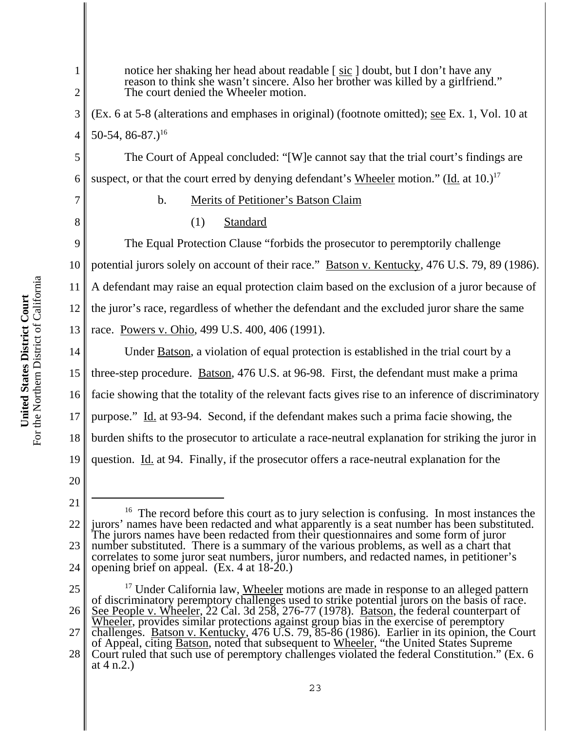notice her shaking her head about readable [ sic ] doubt, but I don't have any reason to think she wasn't sincere. Also her brother was killed by a girlfriend." The court denied the Wheeler motion.

(Ex. 6 at 5-8 (alterations and emphases in original) (footnote omitted); see Ex. 1, Vol. 10 at 50-54, 86-87.)[16]

The Court of Appeal concluded: "[W]e cannot say that the trial court's findings are suspect, or that the court erred by denying defendant's Wheeler motion." (Id. at 10.)[17]

b. Merits of Petitioner's Batson Claim

(1) Standard

The Equal Protection Clause "forbids the prosecutor to peremptorily challenge potential jurors solely on account of their race." Batson v. Kentucky, 476 U.S. 79, 89 (1986). A defendant may raise an equal protection claim based on the exclusion of a juror because of the juror's race, regardless of whether the defendant and the excluded juror share the same race. Powers v. Ohio, 499 U.S. 400, 406 (1991).

Under Batson, a violation of equal protection is established in the trial court by a three-step procedure. Batson, 476 U.S. at 96-98. First, the defendant must make a prima facie showing that the totality of the relevant facts gives rise to an inference of discriminatory purpose." Id. at 93-94. Second, if the defendant makes such a prima facie showing, the burden shifts to the prosecutor to articulate a race-neutral explanation for striking the juror in question. Id. at 94. Finally, if the prosecutor offers a race-neutral explanation for the

---

[16] The record before this court as to jury selection is confusing. In most instances the jurors' names have been redacted and what apparently is a seat number has been substituted. The jurors names have been redacted from their questionnaires and some form of juror number substituted. There is a summary of the various problems, as well as a chart that correlates to some juror seat numbers, juror numbers, and redacted names, in petitioner's opening brief on appeal. (Ex. 4 at 18-20.)

[17] Under California law, Wheeler motions are made in response to an alleged pattern of discriminatory peremptory challenges used to strike potential jurors on the basis of race. See People v. Wheeler, 22 Cal. 3d 258, 276-77 (1978). Batson, the federal counterpart of Wheeler, provides similar protections against group bias in the exercise of peremptory challenges. Batson v. Kentucky, 476 U.S. 79, 85-86 (1986). Earlier in its opinion, the Court of Appeal, citing Batson, noted that subsequent to Wheeler, "the United States Supreme Court ruled that such use of peremptory challenges violated the federal Constitution." (Ex. 6 at 4 n.2.)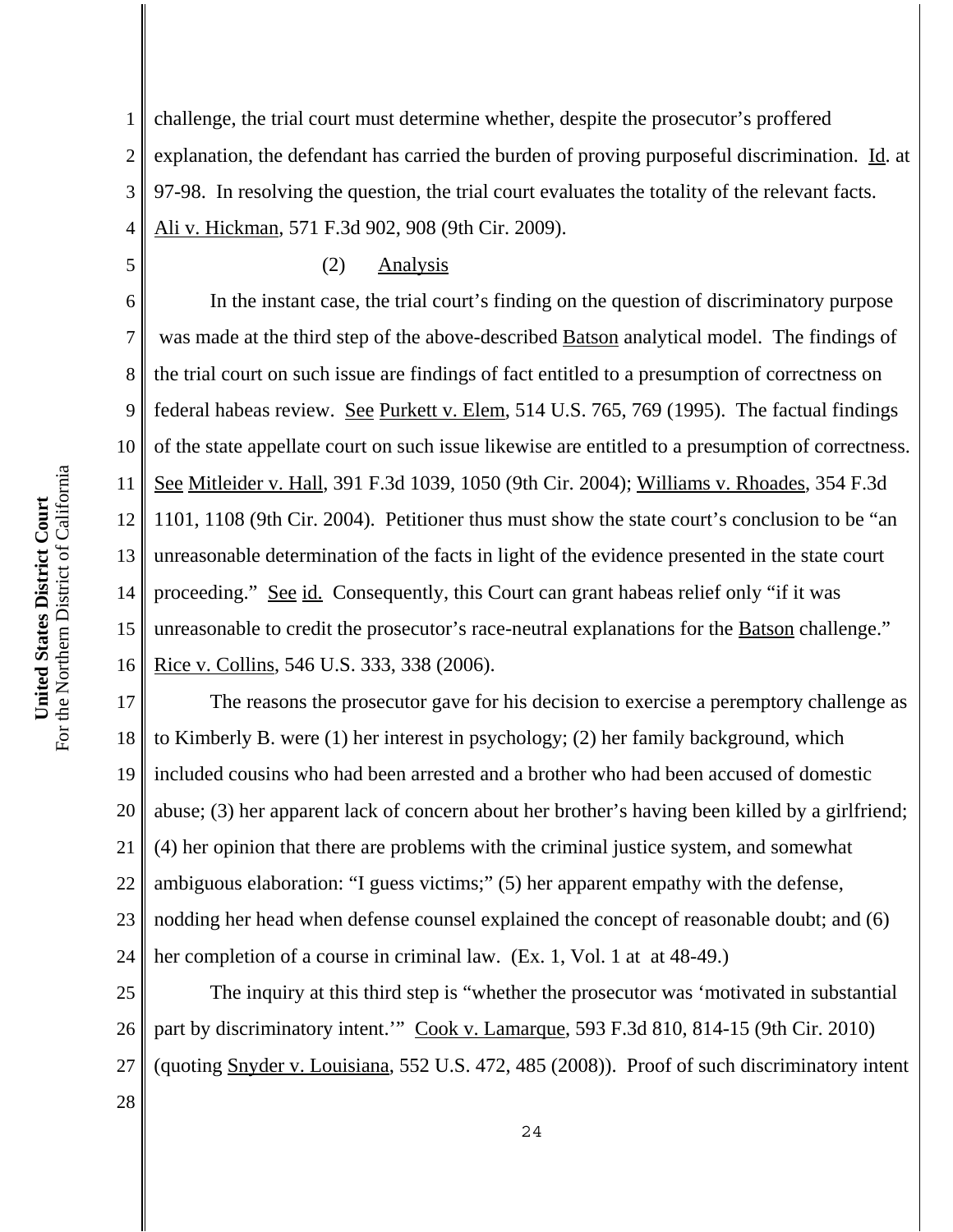challenge, the trial court must determine whether, despite the prosecutor's proffered explanation, the defendant has carried the burden of proving purposeful discrimination. Id. at 97-98. In resolving the question, the trial court evaluates the totality of the relevant facts. Ali v. Hickman, 571 F.3d 902, 908 (9th Cir. 2009).

(2) Analysis

In the instant case, the trial court's finding on the question of discriminatory purpose was made at the third step of the above-described Batson analytical model. The findings of the trial court on such issue are findings of fact entitled to a presumption of correctness on federal habeas review. See Purkett v. Elem, 514 U.S. 765, 769 (1995). The factual findings of the state appellate court on such issue likewise are entitled to a presumption of correctness. See Mitleider v. Hall, 391 F.3d 1039, 1050 (9th Cir. 2004); Williams v. Rhoades, 354 F.3d 1101, 1108 (9th Cir. 2004). Petitioner thus must show the state court's conclusion to be "an unreasonable determination of the facts in light of the evidence presented in the state court proceeding." See id. Consequently, this Court can grant habeas relief only "if it was unreasonable to credit the prosecutor's race-neutral explanations for the Batson challenge." Rice v. Collins, 546 U.S. 333, 338 (2006).

The reasons the prosecutor gave for his decision to exercise a peremptory challenge as to Kimberly B. were (1) her interest in psychology; (2) her family background, which included cousins who had been arrested and a brother who had been accused of domestic abuse; (3) her apparent lack of concern about her brother's having been killed by a girlfriend; (4) her opinion that there are problems with the criminal justice system, and somewhat ambiguous elaboration: "I guess victims;" (5) her apparent empathy with the defense, nodding her head when defense counsel explained the concept of reasonable doubt; and (6) her completion of a course in criminal law. (Ex. 1, Vol. 1 at at 48-49.)

The inquiry at this third step is "whether the prosecutor was 'motivated in substantial part by discriminatory intent.'" Cook v. Lamarque, 593 F.3d 810, 814-15 (9th Cir. 2010) (quoting Snyder v. Louisiana, 552 U.S. 472, 485 (2008)). Proof of such discriminatory intent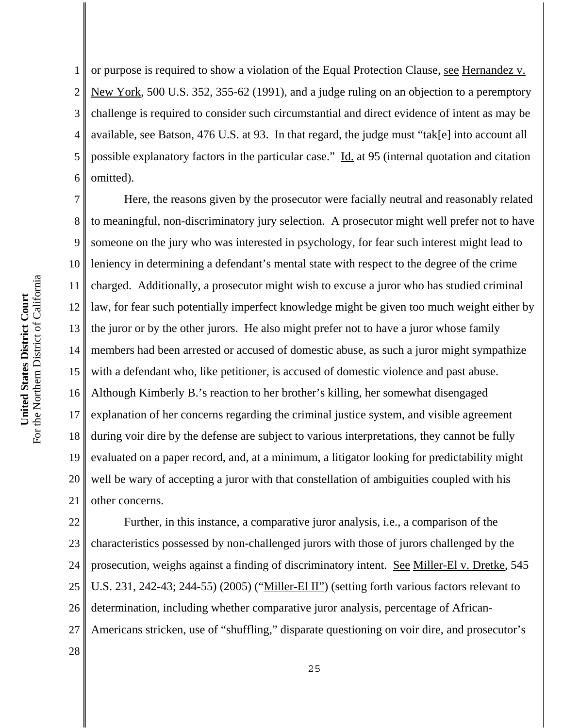or purpose is required to show a violation of the Equal Protection Clause, see Hernandez v. New York, 500 U.S. 352, 355-62 (1991), and a judge ruling on an objection to a peremptory challenge is required to consider such circumstantial and direct evidence of intent as may be available, see Batson, 476 U.S. at 93. In that regard, the judge must "tak[e] into account all possible explanatory factors in the particular case." Id. at 95 (internal quotation and citation omitted).

Here, the reasons given by the prosecutor were facially neutral and reasonably related to meaningful, non-discriminatory jury selection. A prosecutor might well prefer not to have someone on the jury who was interested in psychology, for fear such interest might lead to leniency in determining a defendant's mental state with respect to the degree of the crime charged. Additionally, a prosecutor might wish to excuse a juror who has studied criminal law, for fear such potentially imperfect knowledge might be given too much weight either by the juror or by the other jurors. He also might prefer not to have a juror whose family members had been arrested or accused of domestic abuse, as such a juror might sympathize with a defendant who, like petitioner, is accused of domestic violence and past abuse. Although Kimberly B.'s reaction to her brother's killing, her somewhat disengaged explanation of her concerns regarding the criminal justice system, and visible agreement during voir dire by the defense are subject to various interpretations, they cannot be fully evaluated on a paper record, and, at a minimum, a litigator looking for predictability might well be wary of accepting a juror with that constellation of ambiguities coupled with his other concerns.

Further, in this instance, a comparative juror analysis, i.e., a comparison of the characteristics possessed by non-challenged jurors with those of jurors challenged by the prosecution, weighs against a finding of discriminatory intent. See Miller-El v. Dretke, 545 U.S. 231, 242-43; 244-55) (2005) ("Miller-El II") (setting forth various factors relevant to determination, including whether comparative juror analysis, percentage of African-Americans stricken, use of "shuffling," disparate questioning on voir dire, and prosecutor's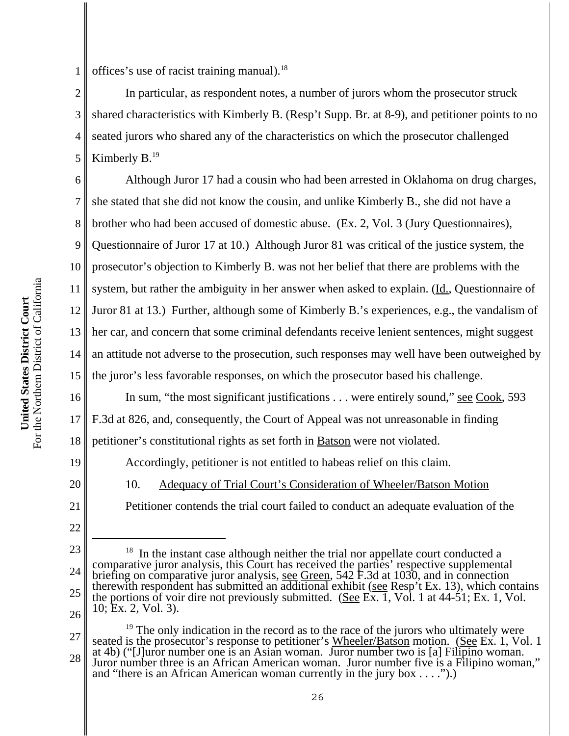offices's use of racist training manual).[18]

In particular, as respondent notes, a number of jurors whom the prosecutor struck shared characteristics with Kimberly B. (Resp't Supp. Br. at 8-9), and petitioner points to no seated jurors who shared any of the characteristics on which the prosecutor challenged Kimberly B.[19]

Although Juror 17 had a cousin who had been arrested in Oklahoma on drug charges, she stated that she did not know the cousin, and unlike Kimberly B., she did not have a brother who had been accused of domestic abuse. (Ex. 2, Vol. 3 (Jury Questionnaires), Questionnaire of Juror 17 at 10.) Although Juror 81 was critical of the justice system, the prosecutor's objection to Kimberly B. was not her belief that there are problems with the system, but rather the ambiguity in her answer when asked to explain. (Id., Questionnaire of Juror 81 at 13.) Further, although some of Kimberly B.'s experiences, e.g., the vandalism of her car, and concern that some criminal defendants receive lenient sentences, might suggest an attitude not adverse to the prosecution, such responses may well have been outweighed by the juror's less favorable responses, on which the prosecutor based his challenge.

In sum, "the most significant justifications . . . were entirely sound," see Cook, 593 F.3d at 826, and, consequently, the Court of Appeal was not unreasonable in finding petitioner's constitutional rights as set forth in Batson were not violated.

Accordingly, petitioner is not entitled to habeas relief on this claim.

10. Adequacy of Trial Court's Consideration of Wheeler/Batson Motion

Petitioner contends the trial court failed to conduct an adequate evaluation of the

---

[18] In the instant case although neither the trial nor appellate court conducted a comparative juror analysis, this Court has received the parties' respective supplemental briefing on comparative juror analysis, see Green, 542 F.3d at 1030, and in connection therewith respondent has submitted an additional exhibit (see Resp't Ex. 13), which contains the portions of voir dire not previously submitted. (See Ex. 1, Vol. 1 at 44-51; Ex. 1, Vol. 10; Ex. 2, Vol. 3).

[19] The only indication in the record as to the race of the jurors who ultimately were seated is the prosecutor's response to petitioner's Wheeler/Batson motion. (See Ex. 1, Vol. 1 at 4b) ("[J]uror number one is an Asian woman. Juror number two is [a] Filipino woman. Juror number three is an African American woman. Juror number five is a Filipino woman," and "there is an African American woman currently in the jury box . . . .").)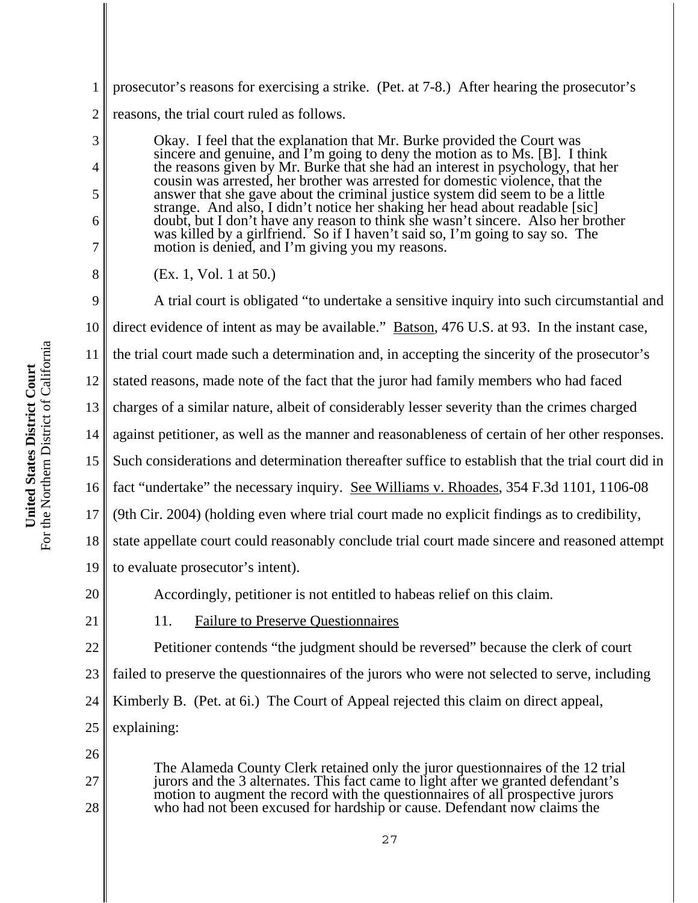prosecutor's reasons for exercising a strike. (Pet. at 7-8.) After hearing the prosecutor's reasons, the trial court ruled as follows.

> Okay. I feel that the explanation that Mr. Burke provided the Court was sincere and genuine, and I'm going to deny the motion as to Ms. [B]. I think the reasons given by Mr. Burke that she had an interest in psychology, that her cousin was arrested, her brother was arrested for domestic violence, that the answer that she gave about the criminal justice system did seem to be a little strange. And also, I didn't notice her shaking her head about readable [sic] doubt, but I don't have any reason to think she wasn't sincere. Also her brother was killed by a girlfriend. So if I haven't said so, I'm going to say so. The motion is denied, and I'm giving you my reasons.

(Ex. 1, Vol. 1 at 50.)

A trial court is obligated "to undertake a sensitive inquiry into such circumstantial and direct evidence of intent as may be available." Batson, 476 U.S. at 93. In the instant case, the trial court made such a determination and, in accepting the sincerity of the prosecutor's stated reasons, made note of the fact that the juror had family members who had faced charges of a similar nature, albeit of considerably lesser severity than the crimes charged against petitioner, as well as the manner and reasonableness of certain of her other responses. Such considerations and determination thereafter suffice to establish that the trial court did in fact "undertake" the necessary inquiry. See Williams v. Rhoades, 354 F.3d 1101, 1106-08 (9th Cir. 2004) (holding even where trial court made no explicit findings as to credibility, state appellate court could reasonably conclude trial court made sincere and reasoned attempt to evaluate prosecutor's intent).

Accordingly, petitioner is not entitled to habeas relief on this claim.

11. Failure to Preserve Questionnaires

Petitioner contends "the judgment should be reversed" because the clerk of court failed to preserve the questionnaires of the jurors who were not selected to serve, including Kimberly B. (Pet. at 6i.) The Court of Appeal rejected this claim on direct appeal, explaining:

> The Alameda County Clerk retained only the juror questionnaires of the 12 trial jurors and the 3 alternates. This fact came to light after we granted defendant's motion to augment the record with the questionnaires of all prospective jurors who had not been excused for hardship or cause. Defendant now claims the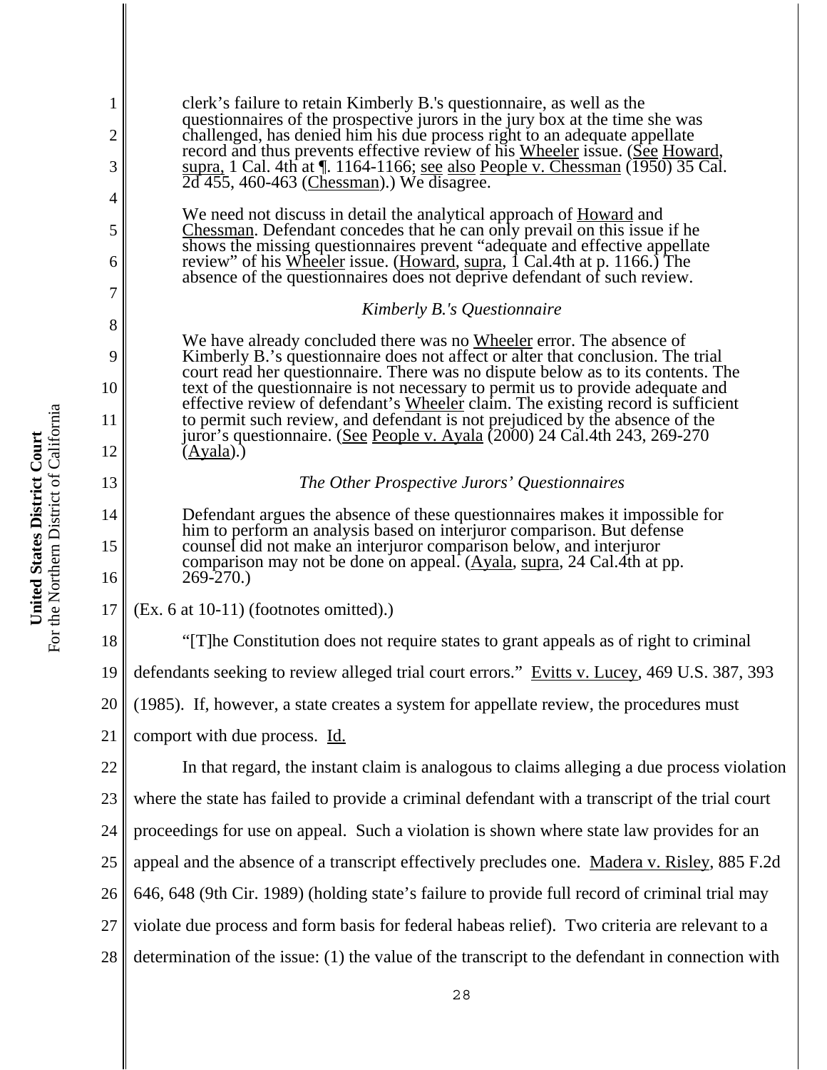clerk's failure to retain Kimberly B.'s questionnaire, as well as the questionnaires of the prospective jurors in the jury box at the time she was challenged, has denied him his due process right to an adequate appellate record and thus prevents effective review of his Wheeler issue. (See Howard, supra, 1 Cal. 4th at ¶. 1164-1166; see also People v. Chessman (1950) 35 Cal. 2d 455, 460-463 (Chessman).) We disagree.

> We need not discuss in detail the analytical approach of Howard and Chessman. Defendant concedes that he can only prevail on this issue if he shows the missing questionnaires prevent "adequate and effective appellate review" of his Wheeler issue. (Howard, supra, 1 Cal.4th at p. 1166.) The absence of the questionnaires does not deprive defendant of such review.
>
> *Kimberly B.'s Questionnaire*
>
> We have already concluded there was no Wheeler error. The absence of Kimberly B.'s questionnaire does not affect or alter that conclusion. The trial court read her questionnaire. There was no dispute below as to its contents. The text of the questionnaire is not necessary to permit us to provide adequate and effective review of defendant's Wheeler claim. The existing record is sufficient to permit such review, and defendant is not prejudiced by the absence of the juror's questionnaire. (See People v. Ayala (2000) 24 Cal.4th 243, 269-270 (Ayala).)
>
> *The Other Prospective Jurors' Questionnaires*
>
> Defendant argues the absence of these questionnaires makes it impossible for him to perform an analysis based on interjuror comparison. But defense counsel did not make an interjuror comparison below, and interjuror comparison may not be done on appeal. (Ayala, supra, 24 Cal.4th at pp. 269-270.)

(Ex. 6 at 10-11) (footnotes omitted).)

"[T]he Constitution does not require states to grant appeals as of right to criminal defendants seeking to review alleged trial court errors." Evitts v. Lucey, 469 U.S. 387, 393 (1985). If, however, a state creates a system for appellate review, the procedures must comport with due process. Id.

In that regard, the instant claim is analogous to claims alleging a due process violation where the state has failed to provide a criminal defendant with a transcript of the trial court proceedings for use on appeal. Such a violation is shown where state law provides for an appeal and the absence of a transcript effectively precludes one. Madera v. Risley, 885 F.2d 646, 648 (9th Cir. 1989) (holding state's failure to provide full record of criminal trial may violate due process and form basis for federal habeas relief). Two criteria are relevant to a determination of the issue: (1) the value of the transcript to the defendant in connection with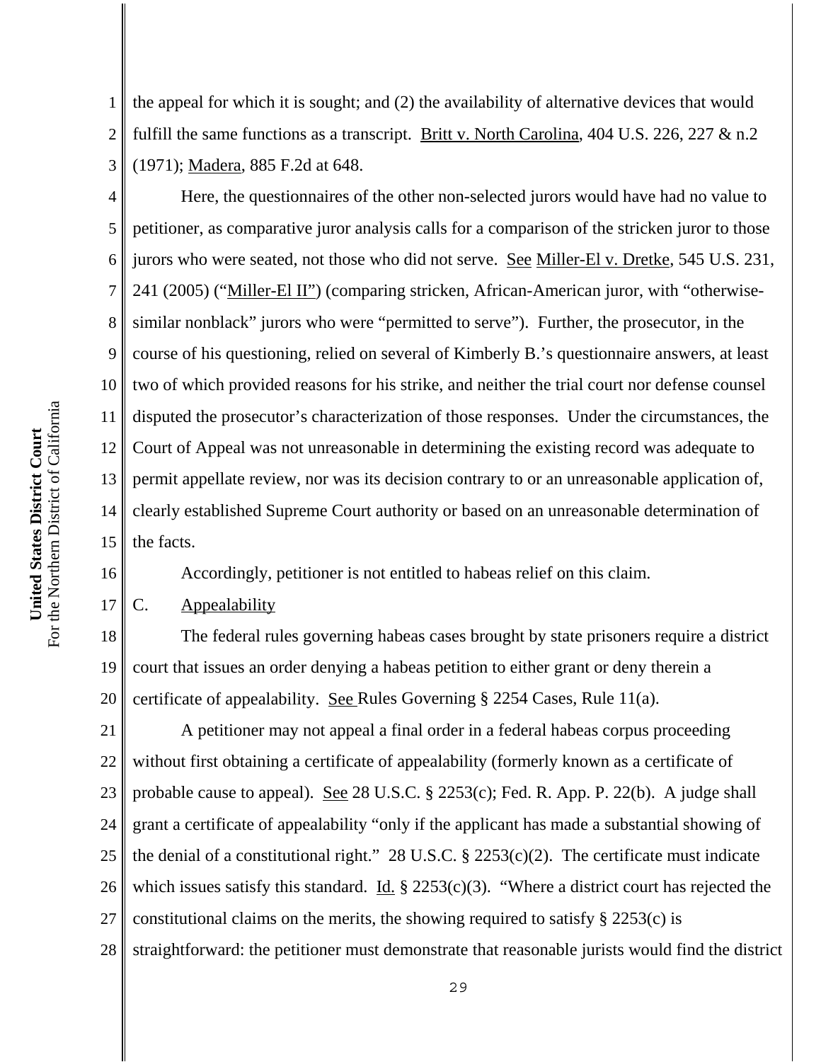the appeal for which it is sought; and (2) the availability of alternative devices that would fulfill the same functions as a transcript. Britt v. North Carolina, 404 U.S. 226, 227 & n.2 (1971); Madera, 885 F.2d at 648.

Here, the questionnaires of the other non-selected jurors would have had no value to petitioner, as comparative juror analysis calls for a comparison of the stricken juror to those jurors who were seated, not those who did not serve. See Miller-El v. Dretke, 545 U.S. 231, 241 (2005) ("Miller-El II") (comparing stricken, African-American juror, with "otherwise-similar nonblack" jurors who were "permitted to serve"). Further, the prosecutor, in the course of his questioning, relied on several of Kimberly B.'s questionnaire answers, at least two of which provided reasons for his strike, and neither the trial court nor defense counsel disputed the prosecutor's characterization of those responses. Under the circumstances, the Court of Appeal was not unreasonable in determining the existing record was adequate to permit appellate review, nor was its decision contrary to or an unreasonable application of, clearly established Supreme Court authority or based on an unreasonable determination of the facts.

Accordingly, petitioner is not entitled to habeas relief on this claim.

C. Appealability

The federal rules governing habeas cases brought by state prisoners require a district court that issues an order denying a habeas petition to either grant or deny therein a certificate of appealability. See Rules Governing § 2254 Cases, Rule 11(a).

A petitioner may not appeal a final order in a federal habeas corpus proceeding without first obtaining a certificate of appealability (formerly known as a certificate of probable cause to appeal). See 28 U.S.C. § 2253(c); Fed. R. App. P. 22(b). A judge shall grant a certificate of appealability "only if the applicant has made a substantial showing of the denial of a constitutional right." 28 U.S.C. § 2253(c)(2). The certificate must indicate which issues satisfy this standard. Id. § 2253(c)(3). "Where a district court has rejected the constitutional claims on the merits, the showing required to satisfy § 2253(c) is straightforward: the petitioner must demonstrate that reasonable jurists would find the district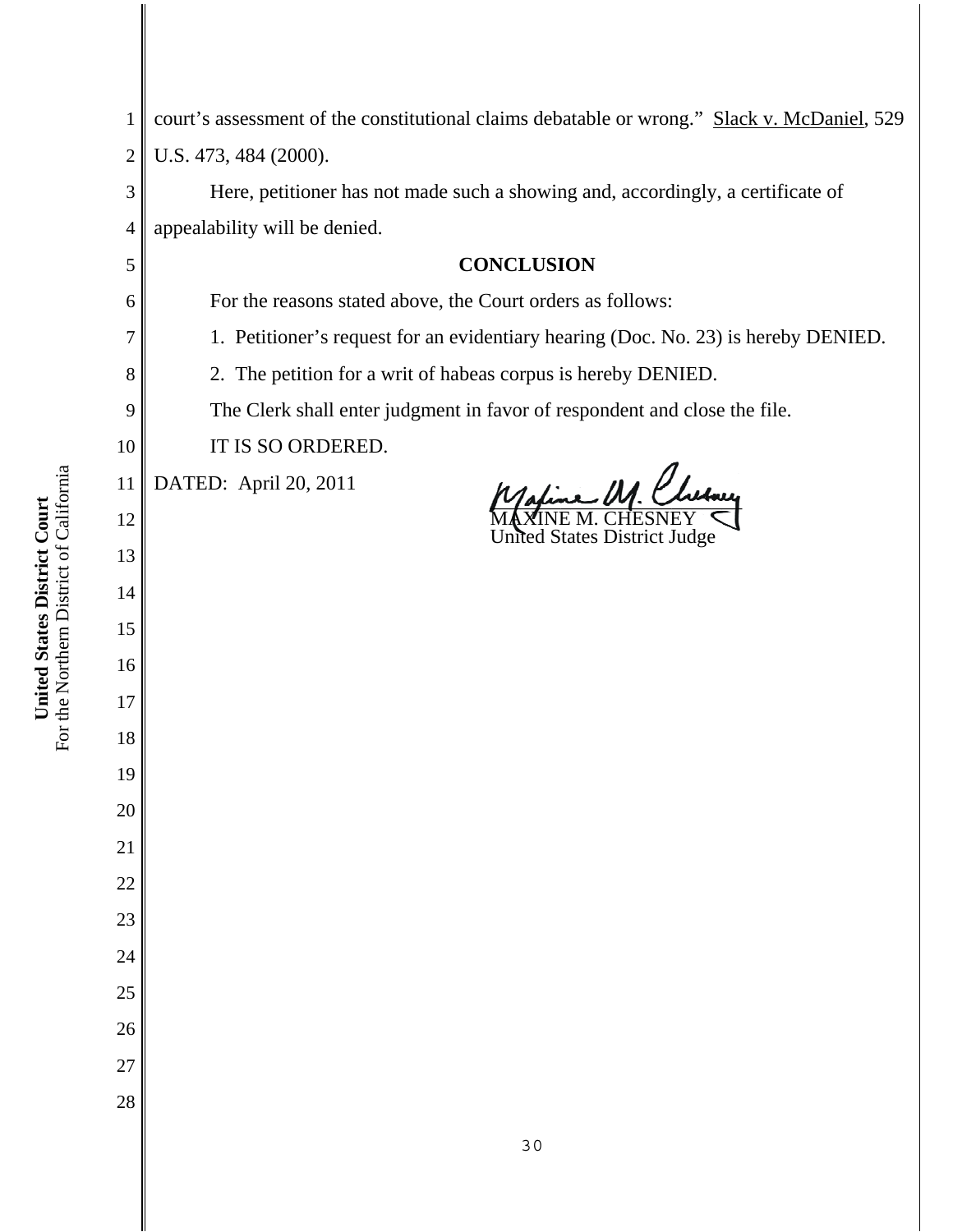court's assessment of the constitutional claims debatable or wrong." Slack v. McDaniel, 529 U.S. 473, 484 (2000).

Here, petitioner has not made such a showing and, accordingly, a certificate of appealability will be denied.

## CONCLUSION

For the reasons stated above, the Court orders as follows:

1. Petitioner's request for an evidentiary hearing (Doc. No. 23) is hereby DENIED.

2. The petition for a writ of habeas corpus is hereby DENIED.

The Clerk shall enter judgment in favor of respondent and close the file.

IT IS SO ORDERED.

DATED: April 20, 2011

MAXINE M. CHESNEY
United States District Judge